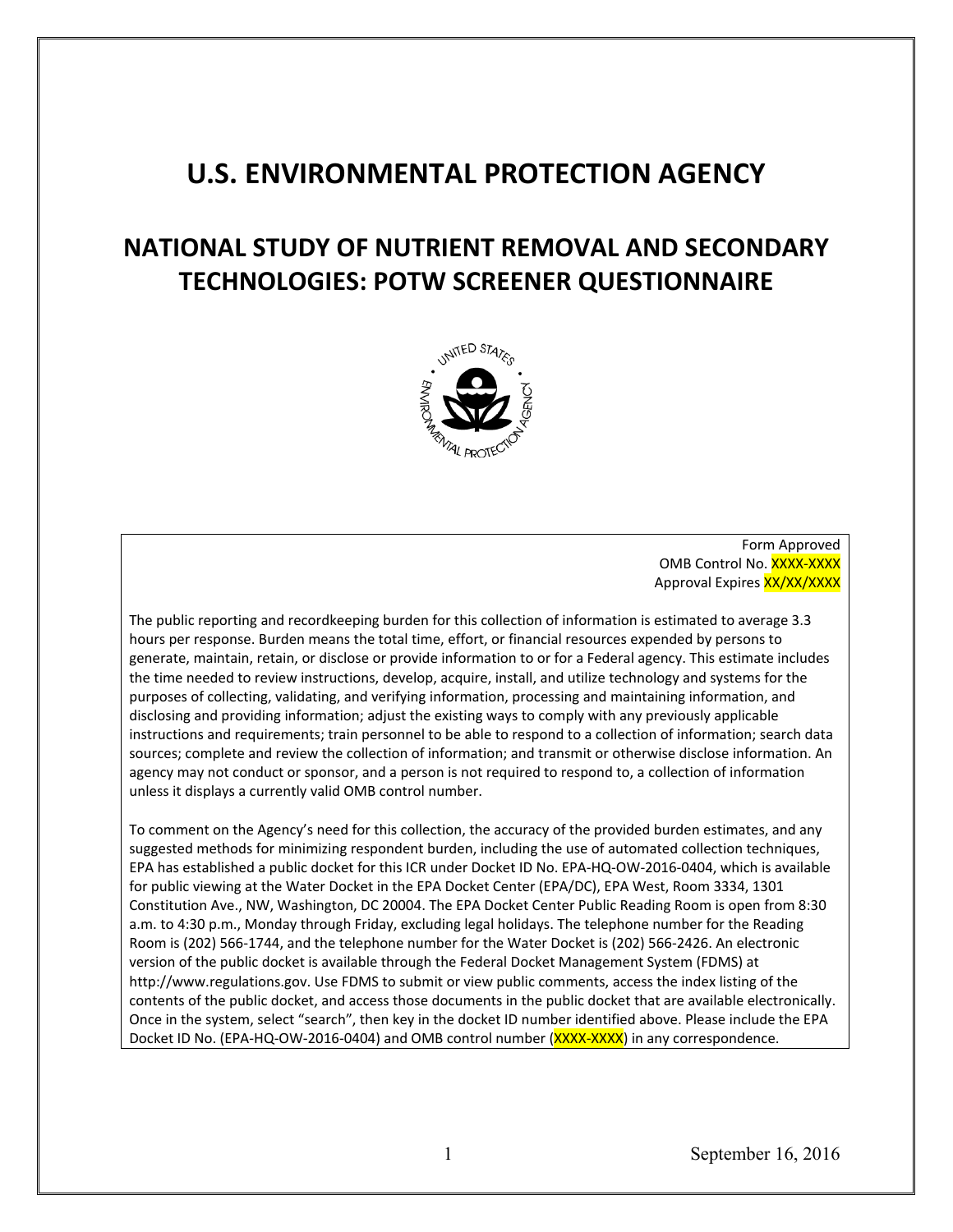# U.S. ENVIRONMENTAL PROTECTION AGENCY

## NATIONAL STUDY OF NUTRIENT REMOVAL AND SECONDARY TECHNOLOGIES: POTW SCREENER QUESTIONNAIRE

Form Approved
OMB Control No. XXXX-XXXX
Approval Expires XX/XX/XXXX

The public reporting and recordkeeping burden for this collection of information is estimated to average 3.3 hours per response. Burden means the total time, effort, or financial resources expended by persons to generate, maintain, retain, or disclose or provide information to or for a Federal agency. This estimate includes the time needed to review instructions, develop, acquire, install, and utilize technology and systems for the purposes of collecting, validating, and verifying information, processing and maintaining information, and disclosing and providing information; adjust the existing ways to comply with any previously applicable instructions and requirements; train personnel to be able to respond to a collection of information; search data sources; complete and review the collection of information; and transmit or otherwise disclose information. An agency may not conduct or sponsor, and a person is not required to respond to, a collection of information unless it displays a currently valid OMB control number.

To comment on the Agency's need for this collection, the accuracy of the provided burden estimates, and any suggested methods for minimizing respondent burden, including the use of automated collection techniques, EPA has established a public docket for this ICR under Docket ID No. EPA-HQ-OW-2016-0404, which is available for public viewing at the Water Docket in the EPA Docket Center (EPA/DC), EPA West, Room 3334, 1301 Constitution Ave., NW, Washington, DC 20004. The EPA Docket Center Public Reading Room is open from 8:30 a.m. to 4:30 p.m., Monday through Friday, excluding legal holidays. The telephone number for the Reading Room is (202) 566-1744, and the telephone number for the Water Docket is (202) 566-2426. An electronic version of the public docket is available through the Federal Docket Management System (FDMS) at http://www.regulations.gov. Use FDMS to submit or view public comments, access the index listing of the contents of the public docket, and access those documents in the public docket that are available electronically. Once in the system, select "search", then key in the docket ID number identified above. Please include the EPA Docket ID No. (EPA-HQ-OW-2016-0404) and OMB control number (XXXX-XXXX) in any correspondence.

September 16, 2016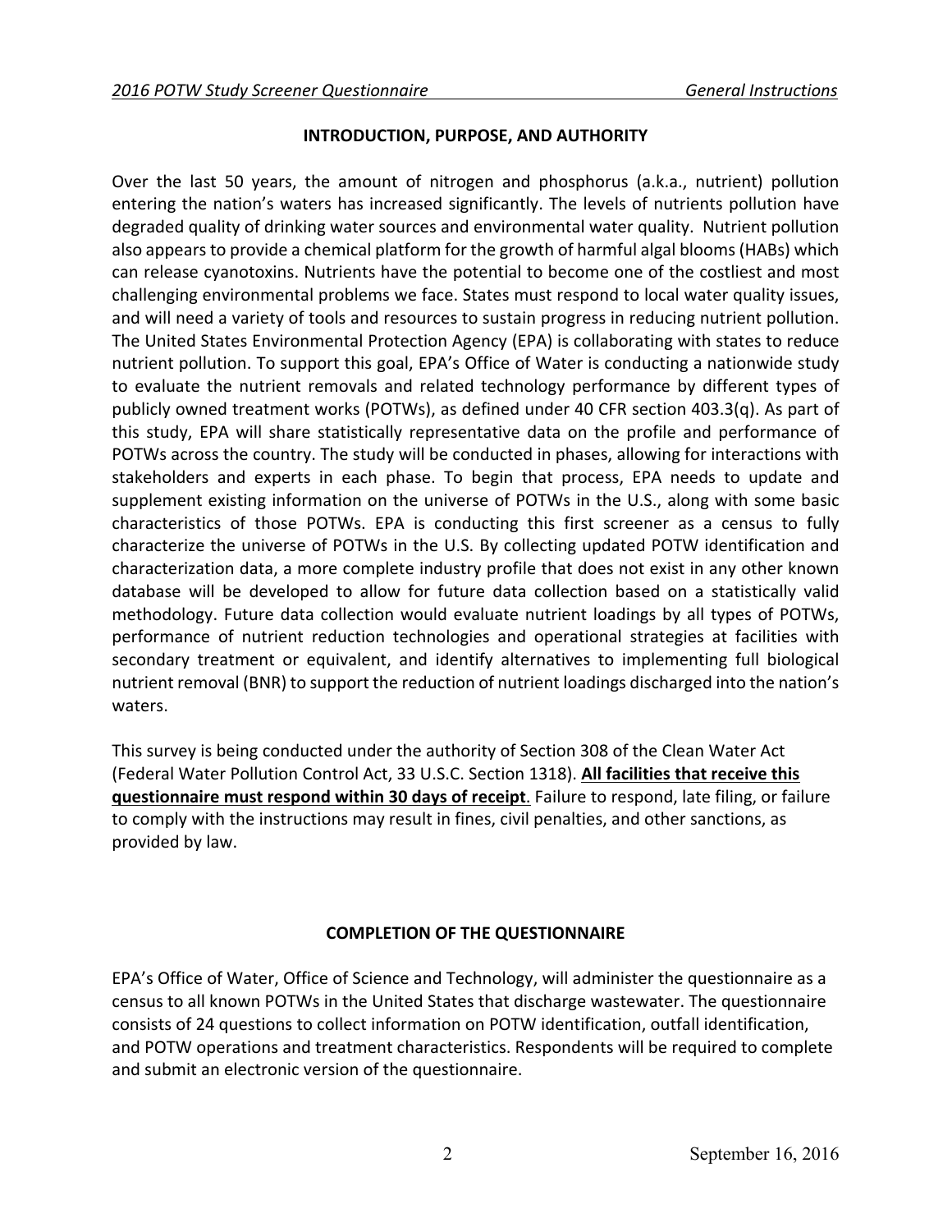## INTRODUCTION, PURPOSE, AND AUTHORITY

Over the last 50 years, the amount of nitrogen and phosphorus (a.k.a., nutrient) pollution entering the nation's waters has increased significantly. The levels of nutrients pollution have degraded quality of drinking water sources and environmental water quality. Nutrient pollution also appears to provide a chemical platform for the growth of harmful algal blooms (HABs) which can release cyanotoxins. Nutrients have the potential to become one of the costliest and most challenging environmental problems we face. States must respond to local water quality issues, and will need a variety of tools and resources to sustain progress in reducing nutrient pollution. The United States Environmental Protection Agency (EPA) is collaborating with states to reduce nutrient pollution. To support this goal, EPA's Office of Water is conducting a nationwide study to evaluate the nutrient removals and related technology performance by different types of publicly owned treatment works (POTWs), as defined under 40 CFR section 403.3(q). As part of this study, EPA will share statistically representative data on the profile and performance of POTWs across the country. The study will be conducted in phases, allowing for interactions with stakeholders and experts in each phase. To begin that process, EPA needs to update and supplement existing information on the universe of POTWs in the U.S., along with some basic characteristics of those POTWs. EPA is conducting this first screener as a census to fully characterize the universe of POTWs in the U.S. By collecting updated POTW identification and characterization data, a more complete industry profile that does not exist in any other known database will be developed to allow for future data collection based on a statistically valid methodology. Future data collection would evaluate nutrient loadings by all types of POTWs, performance of nutrient reduction technologies and operational strategies at facilities with secondary treatment or equivalent, and identify alternatives to implementing full biological nutrient removal (BNR) to support the reduction of nutrient loadings discharged into the nation's waters.

This survey is being conducted under the authority of Section 308 of the Clean Water Act (Federal Water Pollution Control Act, 33 U.S.C. Section 1318). **<u>All facilities that receive this questionnaire must respond within 30 days of receipt</u>**. Failure to respond, late filing, or failure to comply with the instructions may result in fines, civil penalties, and other sanctions, as provided by law.

## COMPLETION OF THE QUESTIONNAIRE

EPA's Office of Water, Office of Science and Technology, will administer the questionnaire as a census to all known POTWs in the United States that discharge wastewater. The questionnaire consists of 24 questions to collect information on POTW identification, outfall identification, and POTW operations and treatment characteristics. Respondents will be required to complete and submit an electronic version of the questionnaire.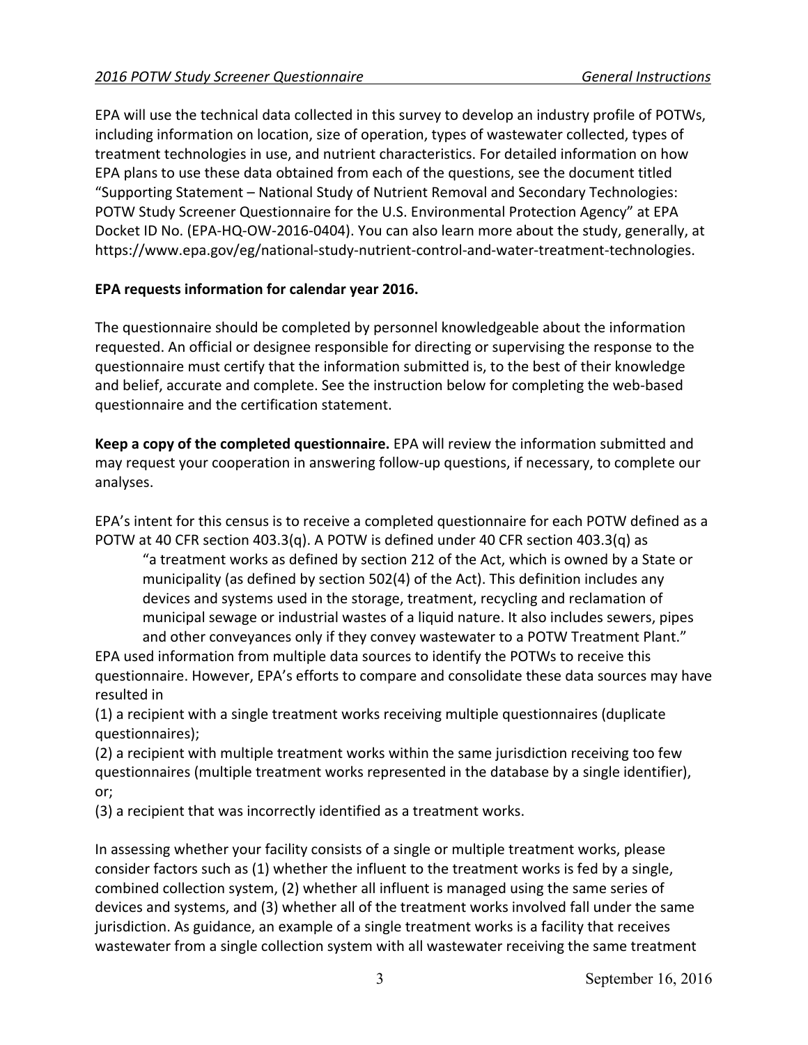EPA will use the technical data collected in this survey to develop an industry profile of POTWs, including information on location, size of operation, types of wastewater collected, types of treatment technologies in use, and nutrient characteristics. For detailed information on how EPA plans to use these data obtained from each of the questions, see the document titled "Supporting Statement – National Study of Nutrient Removal and Secondary Technologies: POTW Study Screener Questionnaire for the U.S. Environmental Protection Agency" at EPA Docket ID No. (EPA-HQ-OW-2016-0404). You can also learn more about the study, generally, at https://www.epa.gov/eg/national-study-nutrient-control-and-water-treatment-technologies.

**EPA requests information for calendar year 2016.**

The questionnaire should be completed by personnel knowledgeable about the information requested. An official or designee responsible for directing or supervising the response to the questionnaire must certify that the information submitted is, to the best of their knowledge and belief, accurate and complete. See the instruction below for completing the web-based questionnaire and the certification statement.

**Keep a copy of the completed questionnaire.** EPA will review the information submitted and may request your cooperation in answering follow-up questions, if necessary, to complete our analyses.

EPA's intent for this census is to receive a completed questionnaire for each POTW defined as a POTW at 40 CFR section 403.3(q). A POTW is defined under 40 CFR section 403.3(q) as

> "a treatment works as defined by section 212 of the Act, which is owned by a State or municipality (as defined by section 502(4) of the Act). This definition includes any devices and systems used in the storage, treatment, recycling and reclamation of municipal sewage or industrial wastes of a liquid nature. It also includes sewers, pipes and other conveyances only if they convey wastewater to a POTW Treatment Plant."

EPA used information from multiple data sources to identify the POTWs to receive this questionnaire. However, EPA's efforts to compare and consolidate these data sources may have resulted in

(1) a recipient with a single treatment works receiving multiple questionnaires (duplicate questionnaires);

(2) a recipient with multiple treatment works within the same jurisdiction receiving too few questionnaires (multiple treatment works represented in the database by a single identifier), or;

(3) a recipient that was incorrectly identified as a treatment works.

In assessing whether your facility consists of a single or multiple treatment works, please consider factors such as (1) whether the influent to the treatment works is fed by a single, combined collection system, (2) whether all influent is managed using the same series of devices and systems, and (3) whether all of the treatment works involved fall under the same jurisdiction. As guidance, an example of a single treatment works is a facility that receives wastewater from a single collection system with all wastewater receiving the same treatment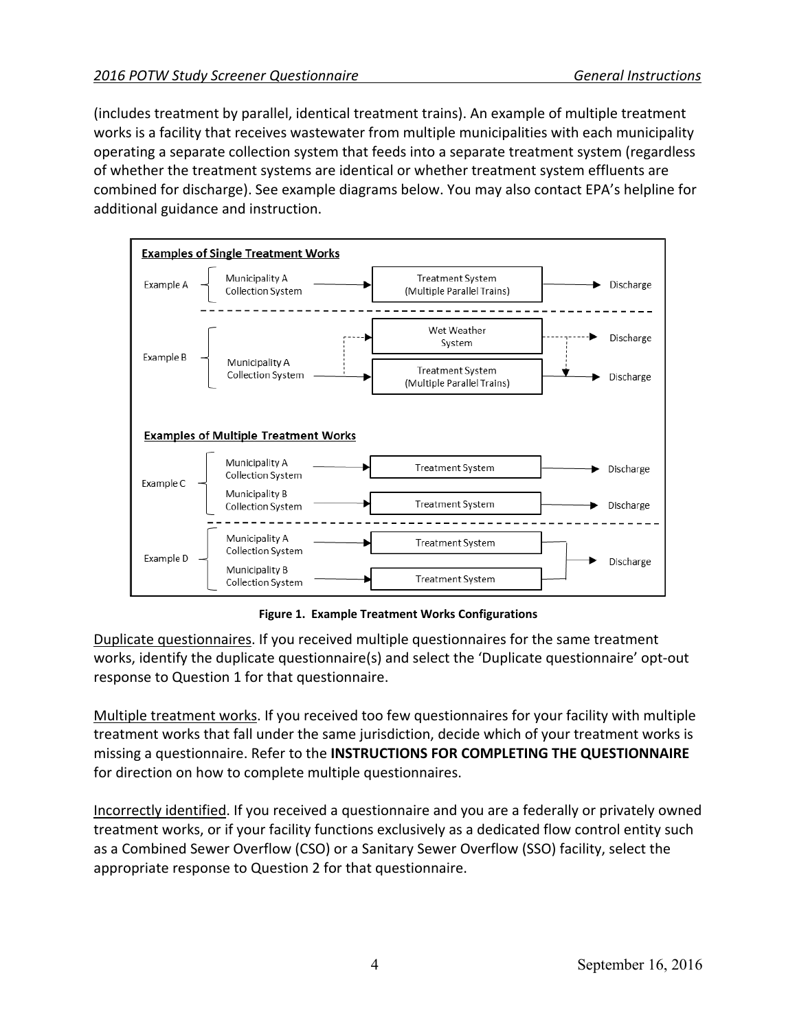(includes treatment by parallel, identical treatment trains). An example of multiple treatment works is a facility that receives wastewater from multiple municipalities with each municipality operating a separate collection system that feeds into a separate treatment system (regardless of whether the treatment systems are identical or whether treatment system effluents are combined for discharge). See example diagrams below. You may also contact EPA's helpline for additional guidance and instruction.

**Examples of Single Treatment Works**

- Example A: Municipality A Collection System → Treatment System (Multiple Parallel Trains) → Discharge
- Example B: Municipality A Collection System → Wet Weather System → Discharge; Municipality A Collection System → Treatment System (Multiple Parallel Trains) → Discharge

**Examples of Multiple Treatment Works**

- Example C: Municipality A Collection System → Treatment System → Discharge; Municipality B Collection System → Treatment System → Discharge
- Example D: Municipality A Collection System → Treatment System; Municipality B Collection System → Treatment System; combined → Discharge

**Figure 1. Example Treatment Works Configurations**

Duplicate questionnaires. If you received multiple questionnaires for the same treatment works, identify the duplicate questionnaire(s) and select the 'Duplicate questionnaire' opt-out response to Question 1 for that questionnaire.

Multiple treatment works. If you received too few questionnaires for your facility with multiple treatment works that fall under the same jurisdiction, decide which of your treatment works is missing a questionnaire. Refer to the **INSTRUCTIONS FOR COMPLETING THE QUESTIONNAIRE** for direction on how to complete multiple questionnaires.

Incorrectly identified. If you received a questionnaire and you are a federally or privately owned treatment works, or if your facility functions exclusively as a dedicated flow control entity such as a Combined Sewer Overflow (CSO) or a Sanitary Sewer Overflow (SSO) facility, select the appropriate response to Question 2 for that questionnaire.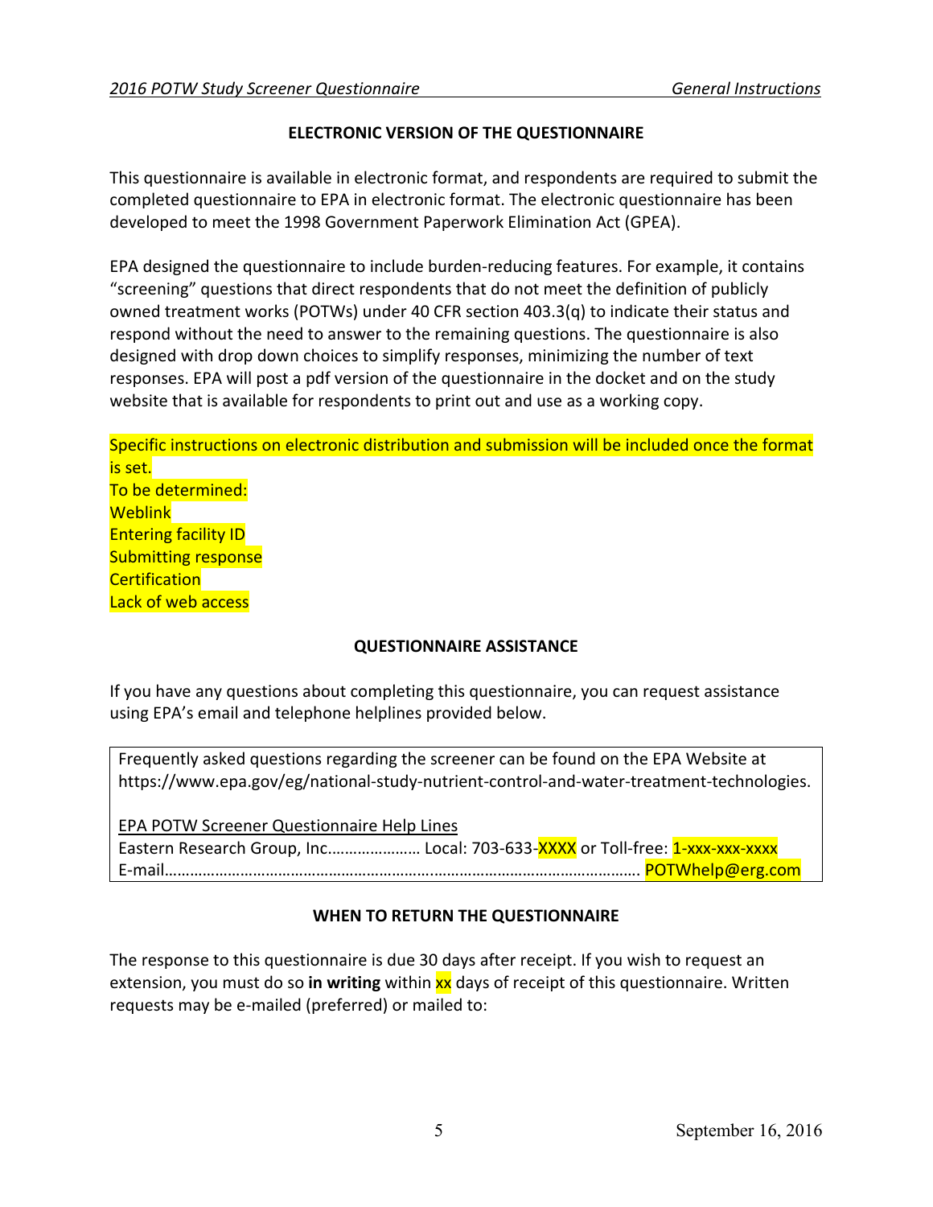## ELECTRONIC VERSION OF THE QUESTIONNAIRE

This questionnaire is available in electronic format, and respondents are required to submit the completed questionnaire to EPA in electronic format. The electronic questionnaire has been developed to meet the 1998 Government Paperwork Elimination Act (GPEA).

EPA designed the questionnaire to include burden-reducing features. For example, it contains "screening" questions that direct respondents that do not meet the definition of publicly owned treatment works (POTWs) under 40 CFR section 403.3(q) to indicate their status and respond without the need to answer to the remaining questions. The questionnaire is also designed with drop down choices to simplify responses, minimizing the number of text responses. EPA will post a pdf version of the questionnaire in the docket and on the study website that is available for respondents to print out and use as a working copy.

Specific instructions on electronic distribution and submission will be included once the format is set.
To be determined:
Weblink
Entering facility ID
Submitting response
Certification
Lack of web access

## QUESTIONNAIRE ASSISTANCE

If you have any questions about completing this questionnaire, you can request assistance using EPA's email and telephone helplines provided below.

Frequently asked questions regarding the screener can be found on the EPA Website at https://www.epa.gov/eg/national-study-nutrient-control-and-water-treatment-technologies.

EPA POTW Screener Questionnaire Help Lines
Eastern Research Group, Inc.………………… Local: 703-633-XXXX or Toll-free: 1-xxx-xxx-xxxx
E-mail……………………………………………………………………………………………………. POTWhelp@erg.com

## WHEN TO RETURN THE QUESTIONNAIRE

The response to this questionnaire is due 30 days after receipt. If you wish to request an extension, you must do so **in writing** within xx days of receipt of this questionnaire. Written requests may be e-mailed (preferred) or mailed to: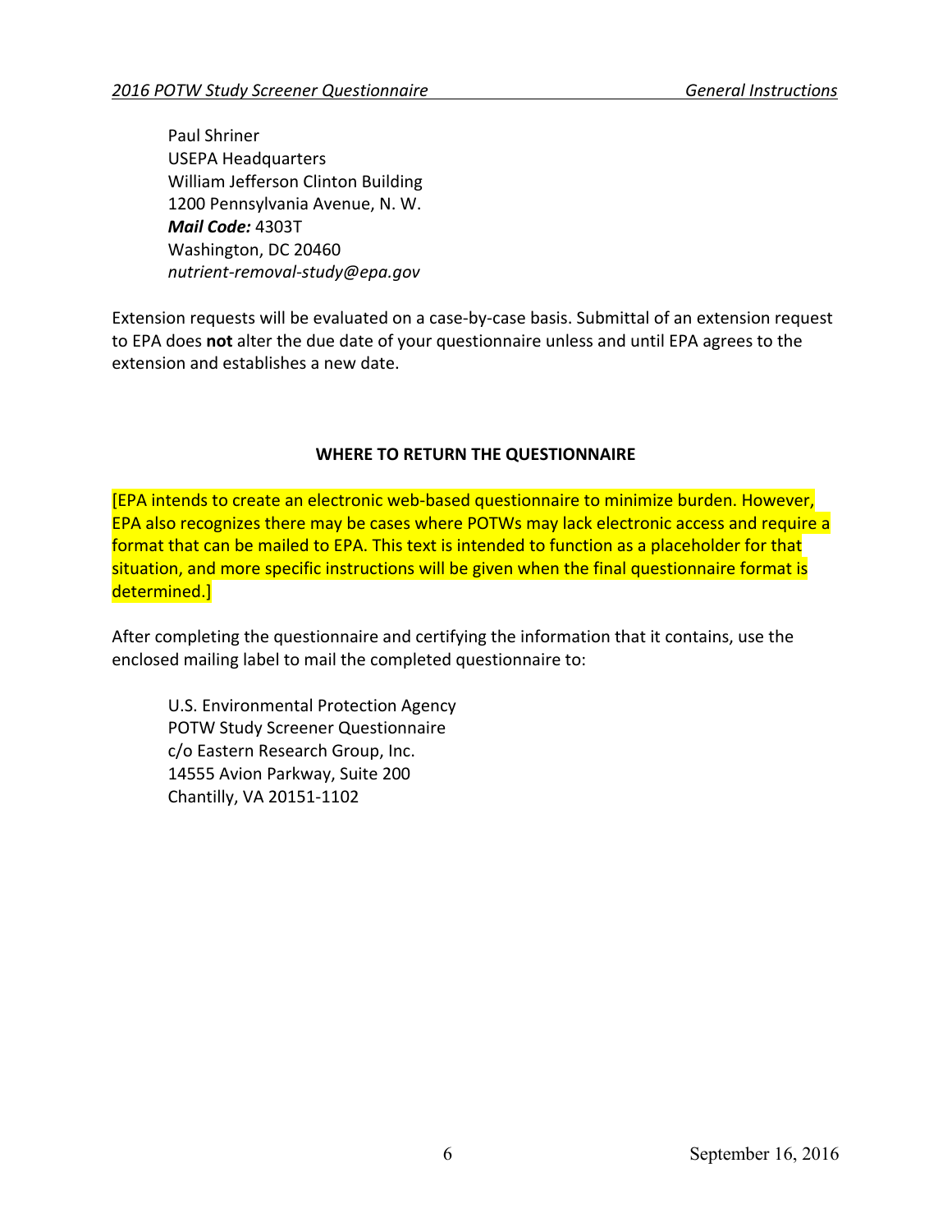Paul Shriner
USEPA Headquarters
William Jefferson Clinton Building
1200 Pennsylvania Avenue, N. W.
***Mail Code:*** 4303T
Washington, DC 20460
*nutrient-removal-study@epa.gov*

Extension requests will be evaluated on a case-by-case basis. Submittal of an extension request to EPA does **not** alter the due date of your questionnaire unless and until EPA agrees to the extension and establishes a new date.

## WHERE TO RETURN THE QUESTIONNAIRE

[EPA intends to create an electronic web-based questionnaire to minimize burden. However, EPA also recognizes there may be cases where POTWs may lack electronic access and require a format that can be mailed to EPA. This text is intended to function as a placeholder for that situation, and more specific instructions will be given when the final questionnaire format is determined.]

After completing the questionnaire and certifying the information that it contains, use the enclosed mailing label to mail the completed questionnaire to:

U.S. Environmental Protection Agency
POTW Study Screener Questionnaire
c/o Eastern Research Group, Inc.
14555 Avion Parkway, Suite 200
Chantilly, VA 20151-1102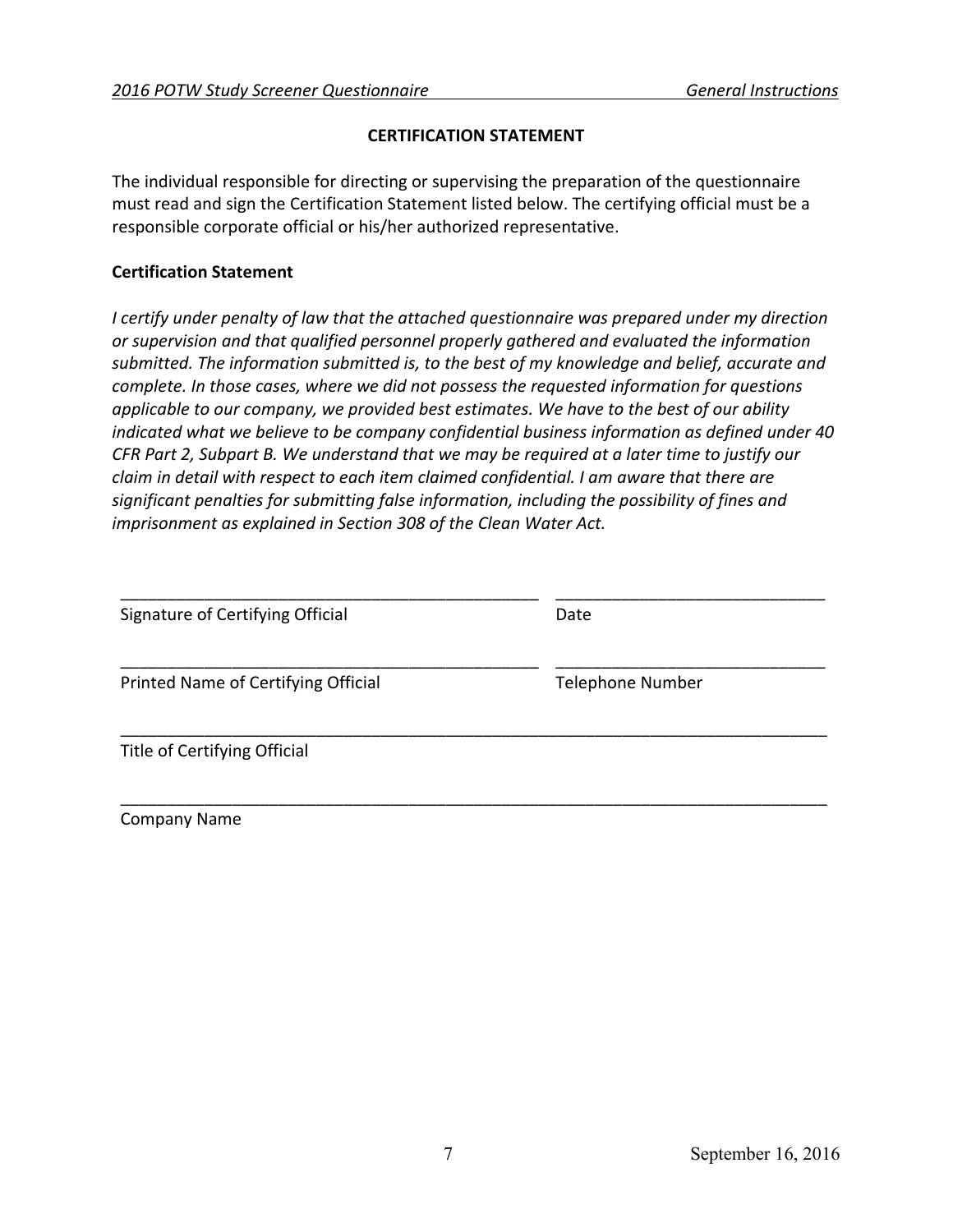## CERTIFICATION STATEMENT

The individual responsible for directing or supervising the preparation of the questionnaire must read and sign the Certification Statement listed below. The certifying official must be a responsible corporate official or his/her authorized representative.

**Certification Statement**

*I certify under penalty of law that the attached questionnaire was prepared under my direction or supervision and that qualified personnel properly gathered and evaluated the information submitted. The information submitted is, to the best of my knowledge and belief, accurate and complete. In those cases, where we did not possess the requested information for questions applicable to our company, we provided best estimates. We have to the best of our ability indicated what we believe to be company confidential business information as defined under 40 CFR Part 2, Subpart B. We understand that we may be required at a later time to justify our claim in detail with respect to each item claimed confidential. I am aware that there are significant penalties for submitting false information, including the possibility of fines and imprisonment as explained in Section 308 of the Clean Water Act.*

_______________________________________________ _____________________________

Signature of Certifying Official Date

_______________________________________________ _____________________________

Printed Name of Certifying Official Telephone Number

_______________________________________________________________________________

Title of Certifying Official

_______________________________________________________________________________

Company Name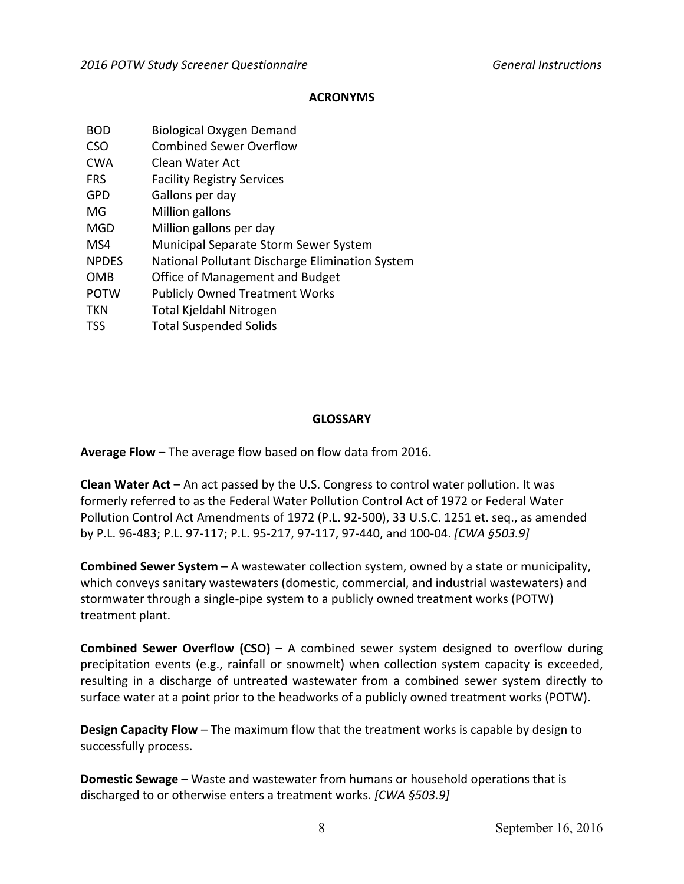## ACRONYMS

| | |
|---|---|
| BOD | Biological Oxygen Demand |
| CSO | Combined Sewer Overflow |
| CWA | Clean Water Act |
| FRS | Facility Registry Services |
| GPD | Gallons per day |
| MG | Million gallons |
| MGD | Million gallons per day |
| MS4 | Municipal Separate Storm Sewer System |
| NPDES | National Pollutant Discharge Elimination System |
| OMB | Office of Management and Budget |
| POTW | Publicly Owned Treatment Works |
| TKN | Total Kjeldahl Nitrogen |
| TSS | Total Suspended Solids |

## GLOSSARY

**Average Flow** – The average flow based on flow data from 2016.

**Clean Water Act** – An act passed by the U.S. Congress to control water pollution. It was formerly referred to as the Federal Water Pollution Control Act of 1972 or Federal Water Pollution Control Act Amendments of 1972 (P.L. 92-500), 33 U.S.C. 1251 et. seq., as amended by P.L. 96-483; P.L. 97-117; P.L. 95-217, 97-117, 97-440, and 100-04. *[CWA §503.9]*

**Combined Sewer System** – A wastewater collection system, owned by a state or municipality, which conveys sanitary wastewaters (domestic, commercial, and industrial wastewaters) and stormwater through a single-pipe system to a publicly owned treatment works (POTW) treatment plant.

**Combined Sewer Overflow (CSO)** – A combined sewer system designed to overflow during precipitation events (e.g., rainfall or snowmelt) when collection system capacity is exceeded, resulting in a discharge of untreated wastewater from a combined sewer system directly to surface water at a point prior to the headworks of a publicly owned treatment works (POTW).

**Design Capacity Flow** – The maximum flow that the treatment works is capable by design to successfully process.

**Domestic Sewage** – Waste and wastewater from humans or household operations that is discharged to or otherwise enters a treatment works. *[CWA §503.9]*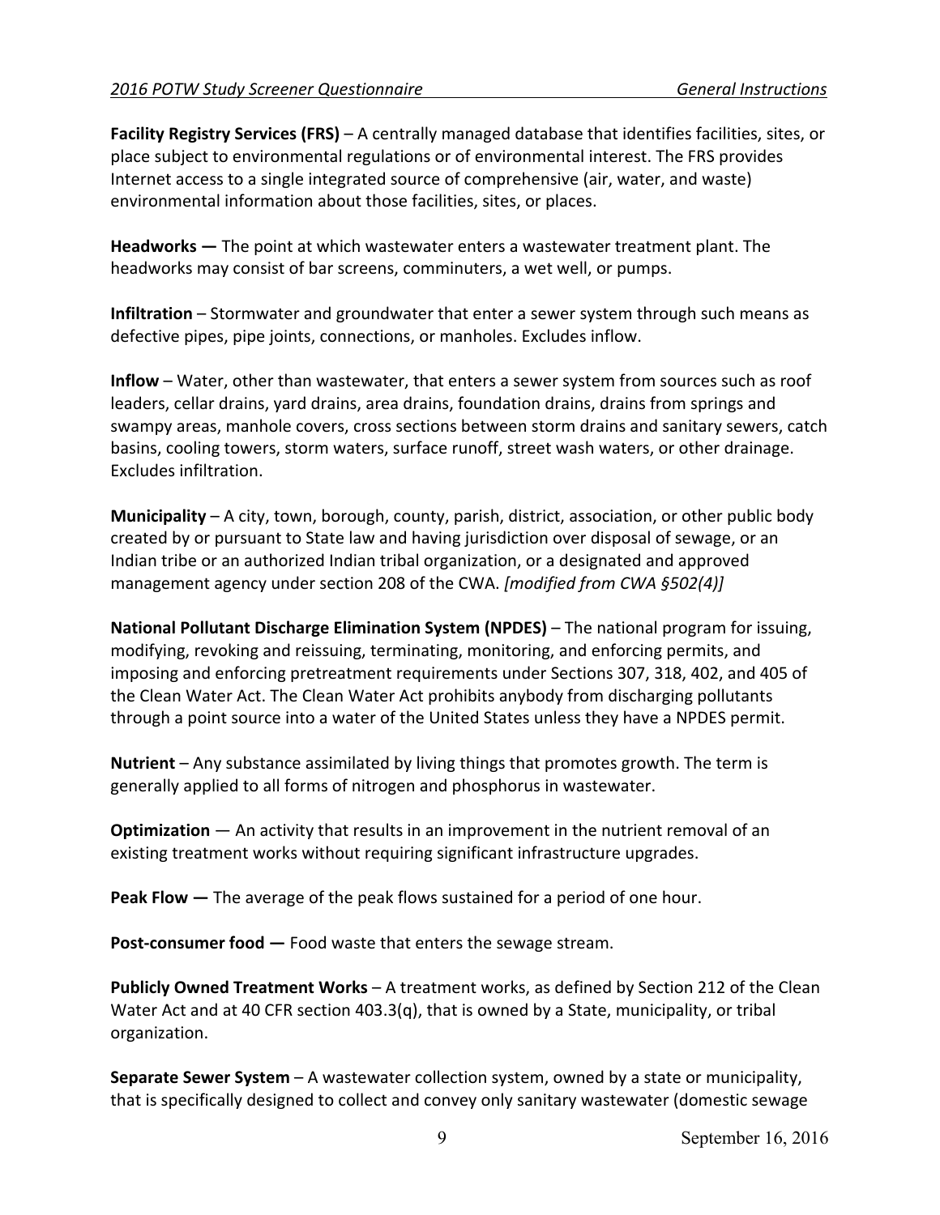**Facility Registry Services (FRS)** – A centrally managed database that identifies facilities, sites, or place subject to environmental regulations or of environmental interest. The FRS provides Internet access to a single integrated source of comprehensive (air, water, and waste) environmental information about those facilities, sites, or places.

**Headworks —** The point at which wastewater enters a wastewater treatment plant. The headworks may consist of bar screens, comminuters, a wet well, or pumps.

**Infiltration** – Stormwater and groundwater that enter a sewer system through such means as defective pipes, pipe joints, connections, or manholes. Excludes inflow.

**Inflow** – Water, other than wastewater, that enters a sewer system from sources such as roof leaders, cellar drains, yard drains, area drains, foundation drains, drains from springs and swampy areas, manhole covers, cross sections between storm drains and sanitary sewers, catch basins, cooling towers, storm waters, surface runoff, street wash waters, or other drainage. Excludes infiltration.

**Municipality** – A city, town, borough, county, parish, district, association, or other public body created by or pursuant to State law and having jurisdiction over disposal of sewage, or an Indian tribe or an authorized Indian tribal organization, or a designated and approved management agency under section 208 of the CWA. *[modified from CWA §502(4)]*

**National Pollutant Discharge Elimination System (NPDES)** – The national program for issuing, modifying, revoking and reissuing, terminating, monitoring, and enforcing permits, and imposing and enforcing pretreatment requirements under Sections 307, 318, 402, and 405 of the Clean Water Act. The Clean Water Act prohibits anybody from discharging pollutants through a point source into a water of the United States unless they have a NPDES permit.

**Nutrient** – Any substance assimilated by living things that promotes growth. The term is generally applied to all forms of nitrogen and phosphorus in wastewater.

**Optimization** — An activity that results in an improvement in the nutrient removal of an existing treatment works without requiring significant infrastructure upgrades.

**Peak Flow —** The average of the peak flows sustained for a period of one hour.

**Post-consumer food —** Food waste that enters the sewage stream.

**Publicly Owned Treatment Works** – A treatment works, as defined by Section 212 of the Clean Water Act and at 40 CFR section 403.3(q), that is owned by a State, municipality, or tribal organization.

**Separate Sewer System** – A wastewater collection system, owned by a state or municipality, that is specifically designed to collect and convey only sanitary wastewater (domestic sewage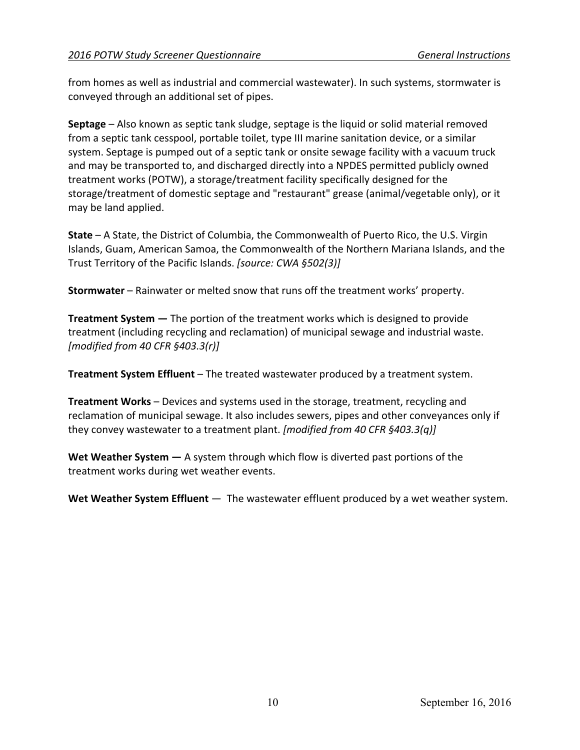from homes as well as industrial and commercial wastewater). In such systems, stormwater is conveyed through an additional set of pipes.

**Septage** – Also known as septic tank sludge, septage is the liquid or solid material removed from a septic tank cesspool, portable toilet, type III marine sanitation device, or a similar system. Septage is pumped out of a septic tank or onsite sewage facility with a vacuum truck and may be transported to, and discharged directly into a NPDES permitted publicly owned treatment works (POTW), a storage/treatment facility specifically designed for the storage/treatment of domestic septage and "restaurant" grease (animal/vegetable only), or it may be land applied.

**State** – A State, the District of Columbia, the Commonwealth of Puerto Rico, the U.S. Virgin Islands, Guam, American Samoa, the Commonwealth of the Northern Mariana Islands, and the Trust Territory of the Pacific Islands. *[source: CWA §502(3)]*

**Stormwater** – Rainwater or melted snow that runs off the treatment works' property.

**Treatment System —** The portion of the treatment works which is designed to provide treatment (including recycling and reclamation) of municipal sewage and industrial waste. *[modified from 40 CFR §403.3(r)]*

**Treatment System Effluent** – The treated wastewater produced by a treatment system.

**Treatment Works** – Devices and systems used in the storage, treatment, recycling and reclamation of municipal sewage. It also includes sewers, pipes and other conveyances only if they convey wastewater to a treatment plant. *[modified from 40 CFR §403.3(q)]*

**Wet Weather System —** A system through which flow is diverted past portions of the treatment works during wet weather events.

**Wet Weather System Effluent** — The wastewater effluent produced by a wet weather system.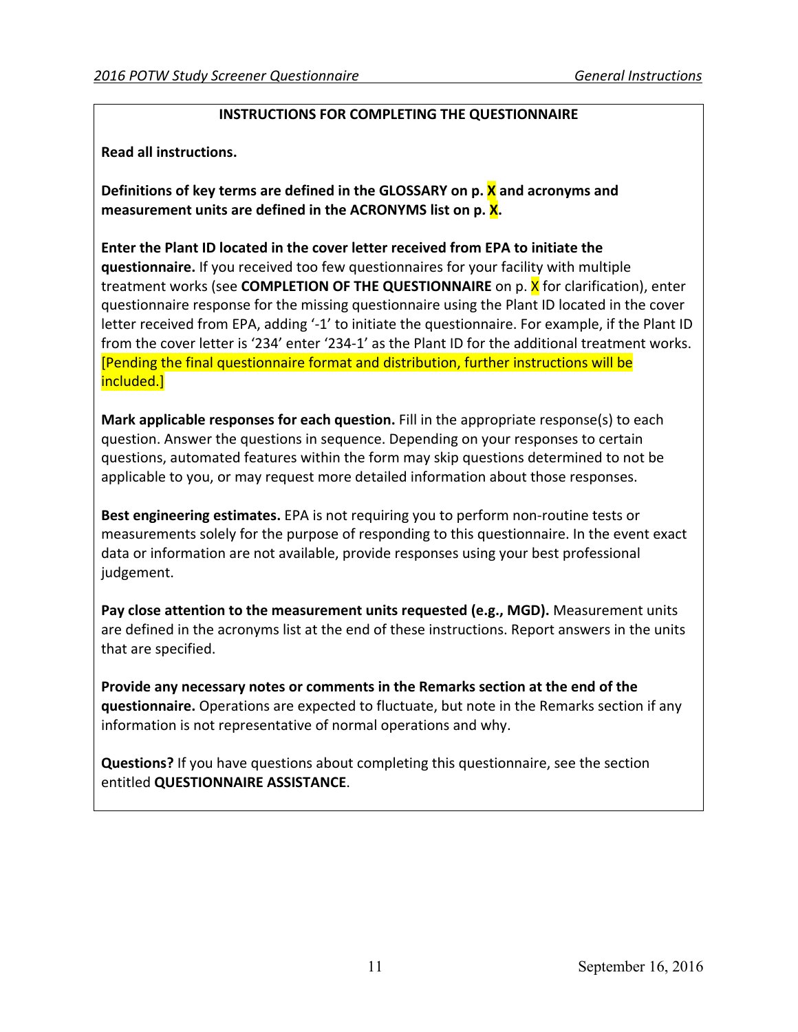## INSTRUCTIONS FOR COMPLETING THE QUESTIONNAIRE

**Read all instructions.**

**Definitions of key terms are defined in the GLOSSARY on p. X and acronyms and measurement units are defined in the ACRONYMS list on p. X.**

**Enter the Plant ID located in the cover letter received from EPA to initiate the questionnaire.** If you received too few questionnaires for your facility with multiple treatment works (see **COMPLETION OF THE QUESTIONNAIRE** on p. X for clarification), enter questionnaire response for the missing questionnaire using the Plant ID located in the cover letter received from EPA, adding '-1' to initiate the questionnaire. For example, if the Plant ID from the cover letter is '234' enter '234-1' as the Plant ID for the additional treatment works. [Pending the final questionnaire format and distribution, further instructions will be included.]

**Mark applicable responses for each question.** Fill in the appropriate response(s) to each question. Answer the questions in sequence. Depending on your responses to certain questions, automated features within the form may skip questions determined to not be applicable to you, or may request more detailed information about those responses.

**Best engineering estimates.** EPA is not requiring you to perform non-routine tests or measurements solely for the purpose of responding to this questionnaire. In the event exact data or information are not available, provide responses using your best professional judgement.

**Pay close attention to the measurement units requested (e.g., MGD).** Measurement units are defined in the acronyms list at the end of these instructions. Report answers in the units that are specified.

**Provide any necessary notes or comments in the Remarks section at the end of the questionnaire.** Operations are expected to fluctuate, but note in the Remarks section if any information is not representative of normal operations and why.

**Questions?** If you have questions about completing this questionnaire, see the section entitled **QUESTIONNAIRE ASSISTANCE**.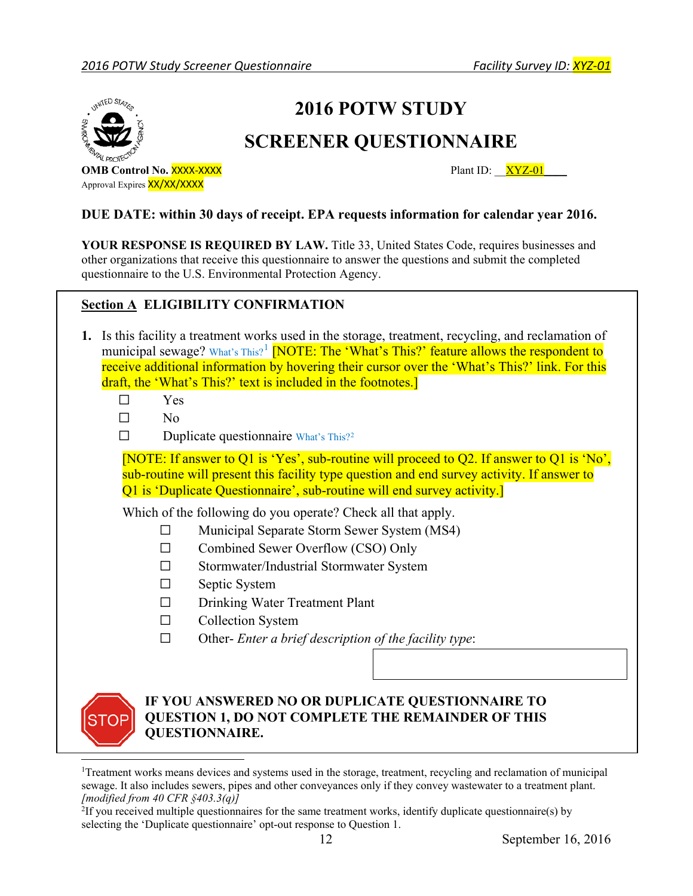# 2016 POTW STUDY

## SCREENER QUESTIONNAIRE

**OMB Control No.** XXXX-XXXX

Approval Expires XX/XX/XXXX

Plant ID: __XYZ-01____

**DUE DATE: within 30 days of receipt. EPA requests information for calendar year 2016.**

**YOUR RESPONSE IS REQUIRED BY LAW.** Title 33, United States Code, requires businesses and other organizations that receive this questionnaire to answer the questions and submit the completed questionnaire to the U.S. Environmental Protection Agency.

## Section A ELIGIBILITY CONFIRMATION

**1.** Is this facility a treatment works used in the storage, treatment, recycling, and reclamation of municipal sewage? What's This?[1] [NOTE: The 'What's This?' feature allows the respondent to receive additional information by hovering their cursor over the 'What's This?' link. For this draft, the 'What's This?' text is included in the footnotes.]

- ☐ Yes
- ☐ No
- ☐ Duplicate questionnaire What's This?[2]

[NOTE: If answer to Q1 is 'Yes', sub-routine will proceed to Q2. If answer to Q1 is 'No', sub-routine will present this facility type question and end survey activity. If answer to Q1 is 'Duplicate Questionnaire', sub-routine will end survey activity.]

Which of the following do you operate? Check all that apply.

- ☐ Municipal Separate Storm Sewer System (MS4)
- ☐ Combined Sewer Overflow (CSO) Only
- ☐ Stormwater/Industrial Stormwater System
- ☐ Septic System
- ☐ Drinking Water Treatment Plant
- ☐ Collection System
- ☐ Other- *Enter a brief description of the facility type*:

**IF YOU ANSWERED NO OR DUPLICATE QUESTIONNAIRE TO QUESTION 1, DO NOT COMPLETE THE REMAINDER OF THIS QUESTIONNAIRE.**

---

[1] Treatment works means devices and systems used in the storage, treatment, recycling and reclamation of municipal sewage. It also includes sewers, pipes and other conveyances only if they convey wastewater to a treatment plant. *[modified from 40 CFR §403.3(q)]*

[2] If you received multiple questionnaires for the same treatment works, identify duplicate questionnaire(s) by selecting the 'Duplicate questionnaire' opt-out response to Question 1.

September 16, 2016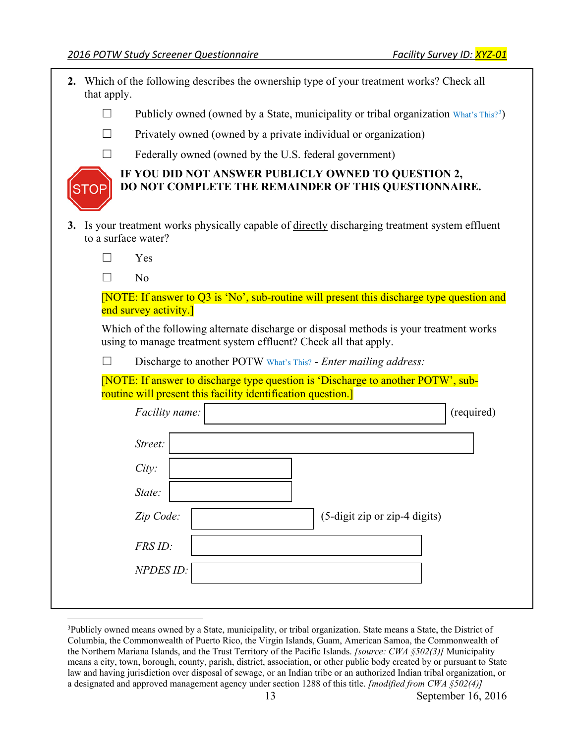**2.** Which of the following describes the ownership type of your treatment works? Check all that apply.

☐ Publicly owned (owned by a State, municipality or tribal organization What's This?[3])

☐ Privately owned (owned by a private individual or organization)

☐ Federally owned (owned by the U.S. federal government)

STOP **IF YOU DID NOT ANSWER PUBLICLY OWNED TO QUESTION 2, DO NOT COMPLETE THE REMAINDER OF THIS QUESTIONNAIRE.**

**3.** Is your treatment works physically capable of <u>directly</u> discharging treatment system effluent to a surface water?

☐ Yes

☐ No

[NOTE: If answer to Q3 is 'No', sub-routine will present this discharge type question and end survey activity.]

Which of the following alternate discharge or disposal methods is your treatment works using to manage treatment system effluent? Check all that apply.

☐ Discharge to another POTW What's This? - *Enter mailing address:*

[NOTE: If answer to discharge type question is 'Discharge to another POTW', sub-routine will present this facility identification question.]

*Facility name:* ________ (required)

*Street:* ________

*City:* ________

*State:* ________

*Zip Code:* ________ (5-digit zip or zip-4 digits)

*FRS ID:* ________

*NPDES ID:* ________

---

[3] Publicly owned means owned by a State, municipality, or tribal organization. State means a State, the District of Columbia, the Commonwealth of Puerto Rico, the Virgin Islands, Guam, American Samoa, the Commonwealth of the Northern Mariana Islands, and the Trust Territory of the Pacific Islands. *[source: CWA §502(3)]* Municipality means a city, town, borough, county, parish, district, association, or other public body created by or pursuant to State law and having jurisdiction over disposal of sewage, or an Indian tribe or an authorized Indian tribal organization, or a designated and approved management agency under section 1288 of this title. *[modified from CWA §502(4)]*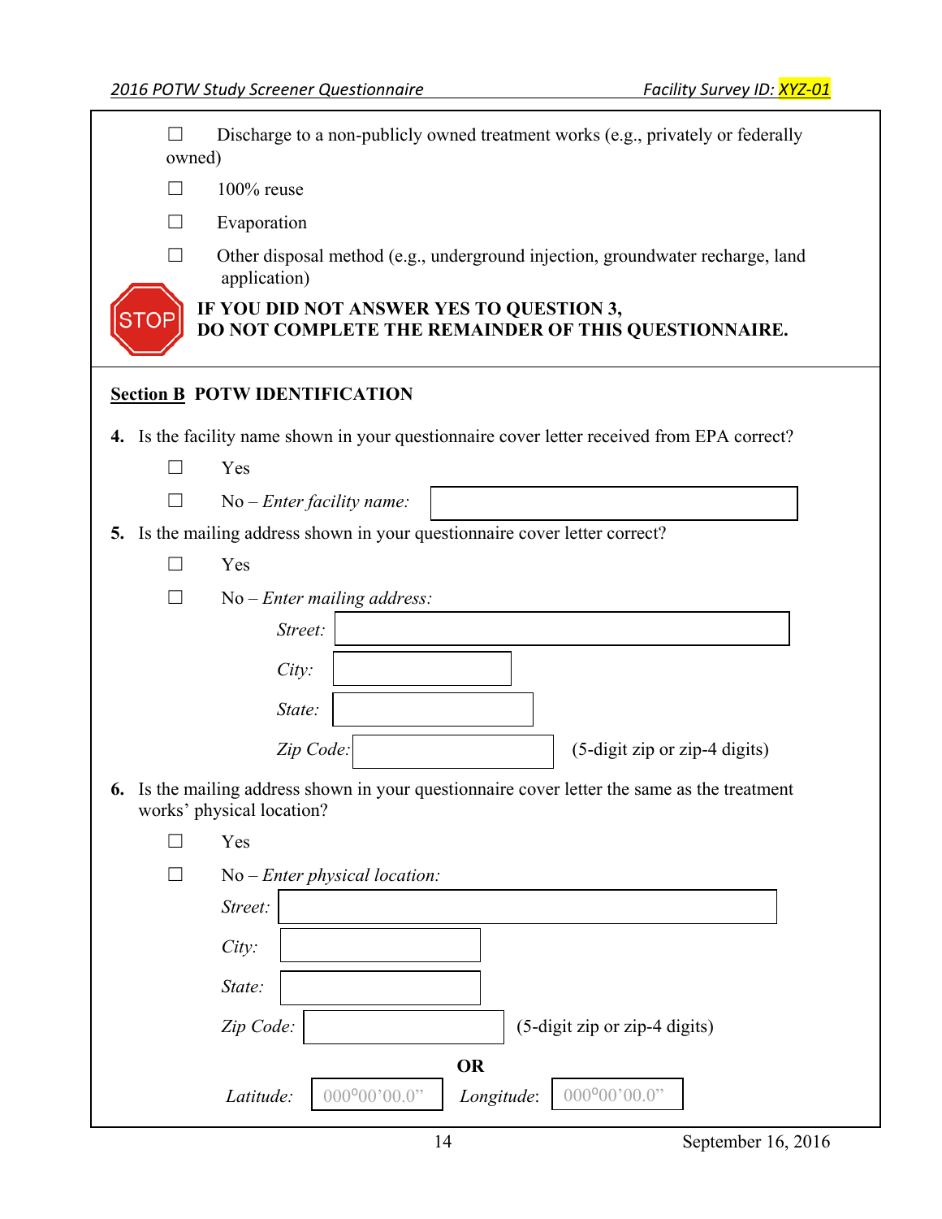☐ Discharge to a non-publicly owned treatment works (e.g., privately or federally owned)

☐ 100% reuse

☐ Evaporation

☐ Other disposal method (e.g., underground injection, groundwater recharge, land application)

STOP **IF YOU DID NOT ANSWER YES TO QUESTION 3, DO NOT COMPLETE THE REMAINDER OF THIS QUESTIONNAIRE.**

## Section B POTW IDENTIFICATION

**4.** Is the facility name shown in your questionnaire cover letter received from EPA correct?

☐ Yes

☐ No – *Enter facility name:* [ ]

**5.** Is the mailing address shown in your questionnaire cover letter correct?

☐ Yes

☐ No – *Enter mailing address:*

*Street:* [ ]

*City:* [ ]

*State:* [ ]

*Zip Code:* [ ] (5-digit zip or zip-4 digits)

**6.** Is the mailing address shown in your questionnaire cover letter the same as the treatment works' physical location?

☐ Yes

☐ No – *Enter physical location:*

*Street:* [ ]

*City:* [ ]

*State:* [ ]

*Zip Code:* [ ] (5-digit zip or zip-4 digits)

**OR**

*Latitude:* 000°00'00.0" *Longitude:* 000°00'00.0"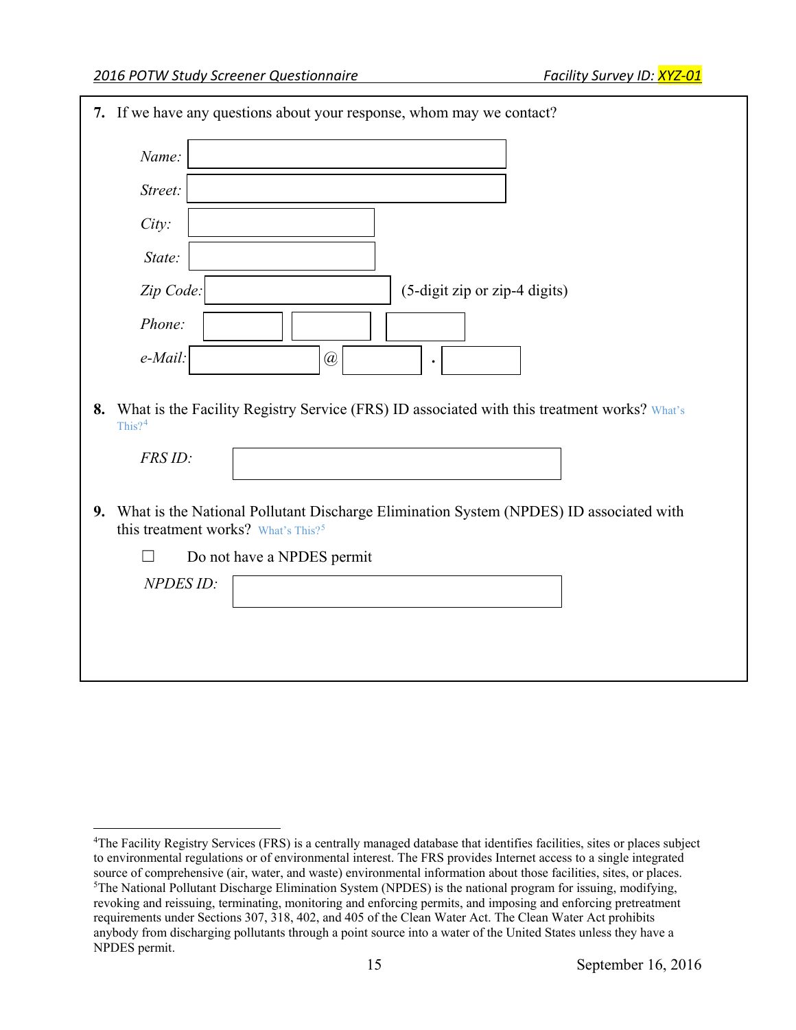**7.** If we have any questions about your response, whom may we contact?

*Name:* 

*Street:* 

*City:* 

*State:* 

*Zip Code:* (5-digit zip or zip-4 digits)

*Phone:* 

*e-Mail:* @ .

**8.** What is the Facility Registry Service (FRS) ID associated with this treatment works? What's This?[4]

*FRS ID:* 

**9.** What is the National Pollutant Discharge Elimination System (NPDES) ID associated with this treatment works? What's This?[5]

☐ Do not have a NPDES permit

*NPDES ID:* 

---

[4]The Facility Registry Services (FRS) is a centrally managed database that identifies facilities, sites or places subject to environmental regulations or of environmental interest. The FRS provides Internet access to a single integrated source of comprehensive (air, water, and waste) environmental information about those facilities, sites, or places.

[5]The National Pollutant Discharge Elimination System (NPDES) is the national program for issuing, modifying, revoking and reissuing, terminating, monitoring and enforcing permits, and imposing and enforcing pretreatment requirements under Sections 307, 318, 402, and 405 of the Clean Water Act. The Clean Water Act prohibits anybody from discharging pollutants through a point source into a water of the United States unless they have a NPDES permit.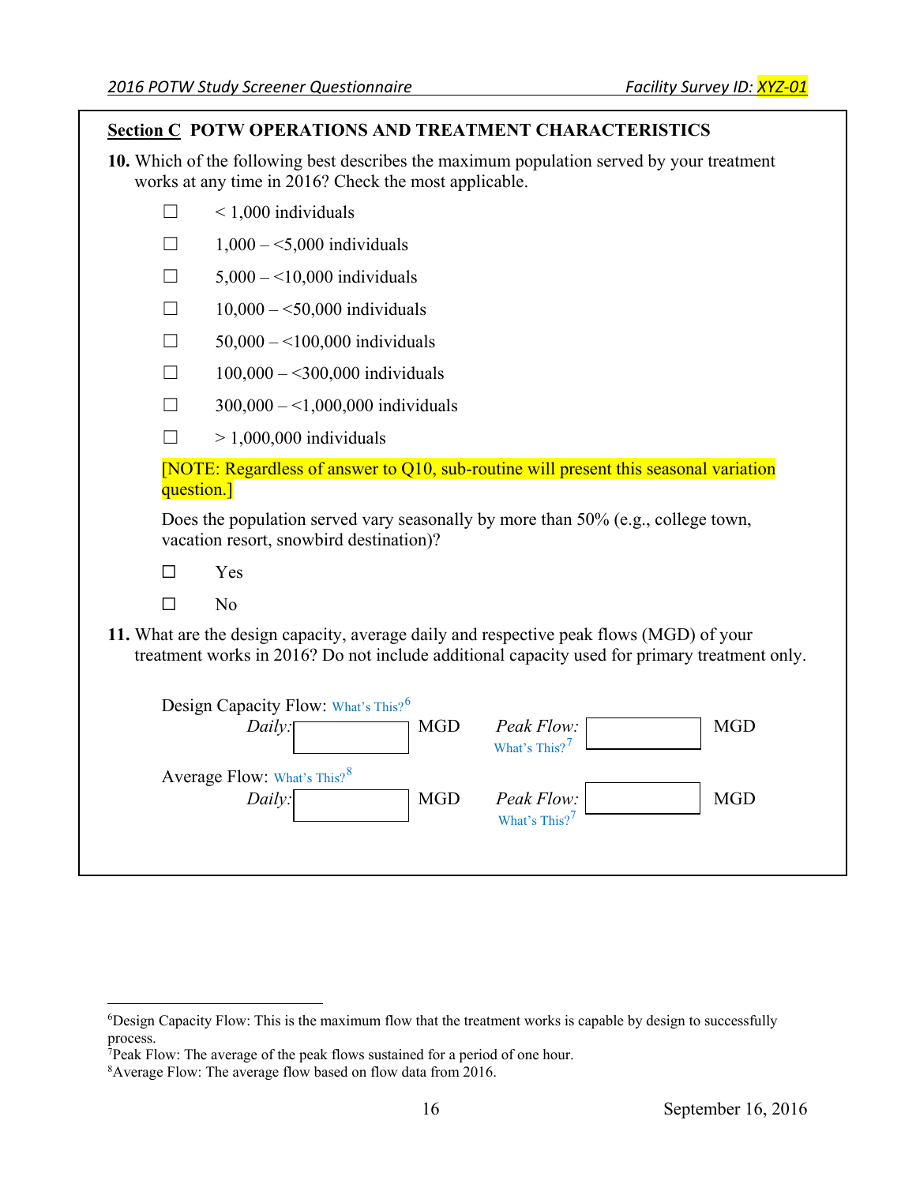## Section C POTW OPERATIONS AND TREATMENT CHARACTERISTICS

**10.** Which of the following best describes the maximum population served by your treatment works at any time in 2016? Check the most applicable.

- ☐ < 1,000 individuals
- ☐ 1,000 – <5,000 individuals
- ☐ 5,000 – <10,000 individuals
- ☐ 10,000 – <50,000 individuals
- ☐ 50,000 – <100,000 individuals
- ☐ 100,000 – <300,000 individuals
- ☐ 300,000 – <1,000,000 individuals
- ☐ > 1,000,000 individuals

[NOTE: Regardless of answer to Q10, sub-routine will present this seasonal variation question.]

Does the population served vary seasonally by more than 50% (e.g., college town, vacation resort, snowbird destination)?

- ☐ Yes
- ☐ No

**11.** What are the design capacity, average daily and respective peak flows (MGD) of your treatment works in 2016? Do not include additional capacity used for primary treatment only.

Design Capacity Flow: What's This?[6]

*Daily:* ________ MGD *Peak Flow:* What's This?[7] ________ MGD

Average Flow: What's This?[8]

*Daily:* ________ MGD *Peak Flow:* What's This?[7] ________ MGD

---

[6] Design Capacity Flow: This is the maximum flow that the treatment works is capable by design to successfully process.

[7] Peak Flow: The average of the peak flows sustained for a period of one hour.

[8] Average Flow: The average flow based on flow data from 2016.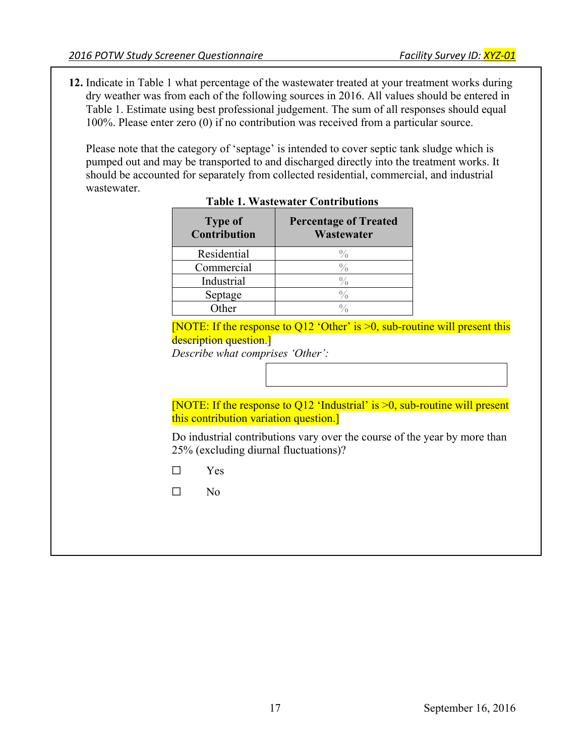**12.** Indicate in Table 1 what percentage of the wastewater treated at your treatment works during dry weather was from each of the following sources in 2016. All values should be entered in Table 1. Estimate using best professional judgement. The sum of all responses should equal 100%. Please enter zero (0) if no contribution was received from a particular source.

Please note that the category of 'septage' is intended to cover septic tank sludge which is pumped out and may be transported to and discharged directly into the treatment works. It should be accounted for separately from collected residential, commercial, and industrial wastewater.

**Table 1. Wastewater Contributions**

| Type of Contribution | Percentage of Treated Wastewater |
|---|---|
| Residential | % |
| Commercial | % |
| Industrial | % |
| Septage | % |
| Other | % |

[NOTE: If the response to Q12 'Other' is >0, sub-routine will present this description question.]

*Describe what comprises 'Other':*

[NOTE: If the response to Q12 'Industrial' is >0, sub-routine will present this contribution variation question.]

Do industrial contributions vary over the course of the year by more than 25% (excluding diurnal fluctuations)?

☐ Yes

☐ No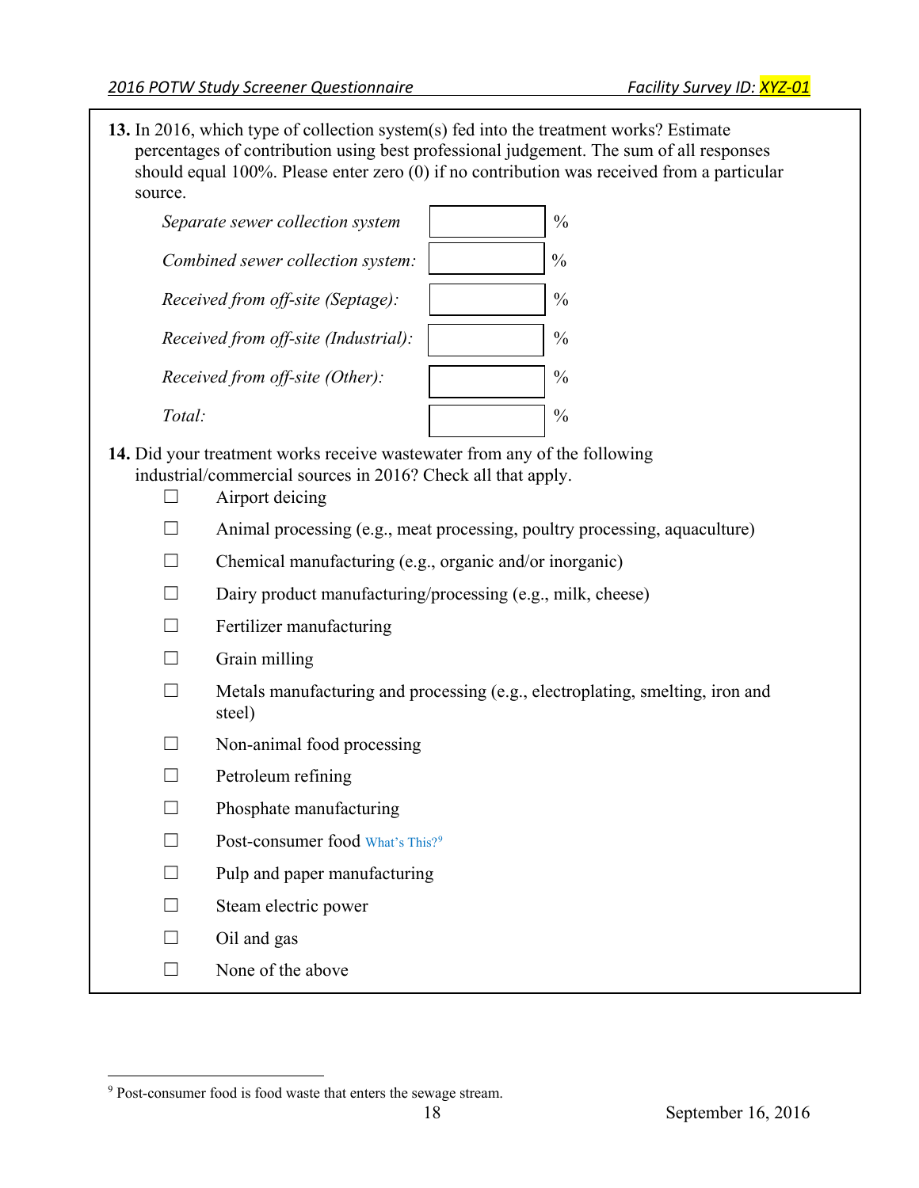**13.** In 2016, which type of collection system(s) fed into the treatment works? Estimate percentages of contribution using best professional judgement. The sum of all responses should equal 100%. Please enter zero (0) if no contribution was received from a particular source.

| | | |
|---|---|---|
| *Separate sewer collection system* | | % |
| *Combined sewer collection system:* | | % |
| *Received from off-site (Septage):* | | % |
| *Received from off-site (Industrial):* | | % |
| *Received from off-site (Other):* | | % |
| *Total:* | | % |

**14.** Did your treatment works receive wastewater from any of the following industrial/commercial sources in 2016? Check all that apply.

- ☐ Airport deicing
- ☐ Animal processing (e.g., meat processing, poultry processing, aquaculture)
- ☐ Chemical manufacturing (e.g., organic and/or inorganic)
- ☐ Dairy product manufacturing/processing (e.g., milk, cheese)
- ☐ Fertilizer manufacturing
- ☐ Grain milling
- ☐ Metals manufacturing and processing (e.g., electroplating, smelting, iron and steel)
- ☐ Non-animal food processing
- ☐ Petroleum refining
- ☐ Phosphate manufacturing
- ☐ Post-consumer food What's This?[9]
- ☐ Pulp and paper manufacturing
- ☐ Steam electric power
- ☐ Oil and gas
- ☐ None of the above

[9] Post-consumer food is food waste that enters the sewage stream.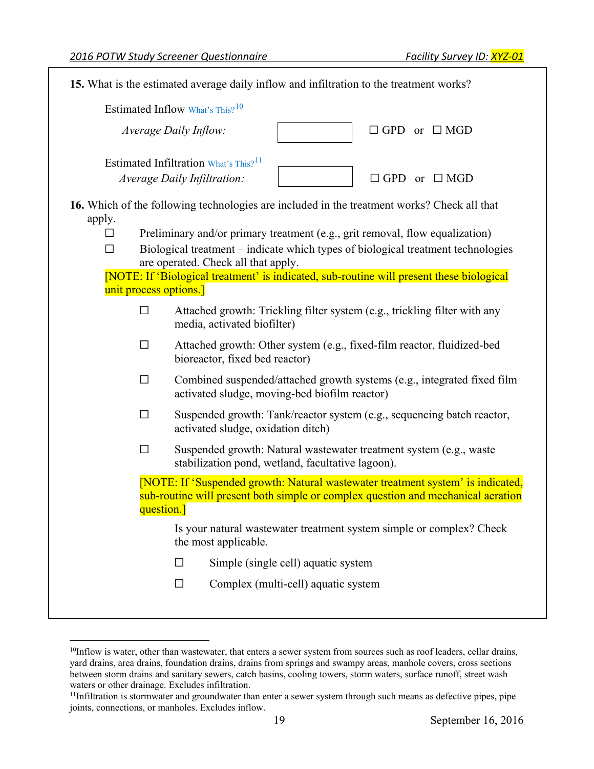**15.** What is the estimated average daily inflow and infiltration to the treatment works?

Estimated Inflow What's This?[10]

*Average Daily Inflow:* ________ ☐ GPD or ☐ MGD

Estimated Infiltration What's This?[11]

*Average Daily Infiltration:* ________ ☐ GPD or ☐ MGD

**16.** Which of the following technologies are included in the treatment works? Check all that apply.

- ☐ Preliminary and/or primary treatment (e.g., grit removal, flow equalization)
- ☐ Biological treatment – indicate which types of biological treatment technologies are operated. Check all that apply.

[NOTE: If 'Biological treatment' is indicated, sub-routine will present these biological unit process options.]

- ☐ Attached growth: Trickling filter system (e.g., trickling filter with any media, activated biofilter)
- ☐ Attached growth: Other system (e.g., fixed-film reactor, fluidized-bed bioreactor, fixed bed reactor)
- ☐ Combined suspended/attached growth systems (e.g., integrated fixed film activated sludge, moving-bed biofilm reactor)
- ☐ Suspended growth: Tank/reactor system (e.g., sequencing batch reactor, activated sludge, oxidation ditch)
- ☐ Suspended growth: Natural wastewater treatment system (e.g., waste stabilization pond, wetland, facultative lagoon).

[NOTE: If 'Suspended growth: Natural wastewater treatment system' is indicated, sub-routine will present both simple or complex question and mechanical aeration question.]

Is your natural wastewater treatment system simple or complex? Check the most applicable.

- ☐ Simple (single cell) aquatic system
- ☐ Complex (multi-cell) aquatic system

---

[10]Inflow is water, other than wastewater, that enters a sewer system from sources such as roof leaders, cellar drains, yard drains, area drains, foundation drains, drains from springs and swampy areas, manhole covers, cross sections between storm drains and sanitary sewers, catch basins, cooling towers, storm waters, surface runoff, street wash waters or other drainage. Excludes infiltration.

[11]Infiltration is stormwater and groundwater than enter a sewer system through such means as defective pipes, pipe joints, connections, or manholes. Excludes inflow.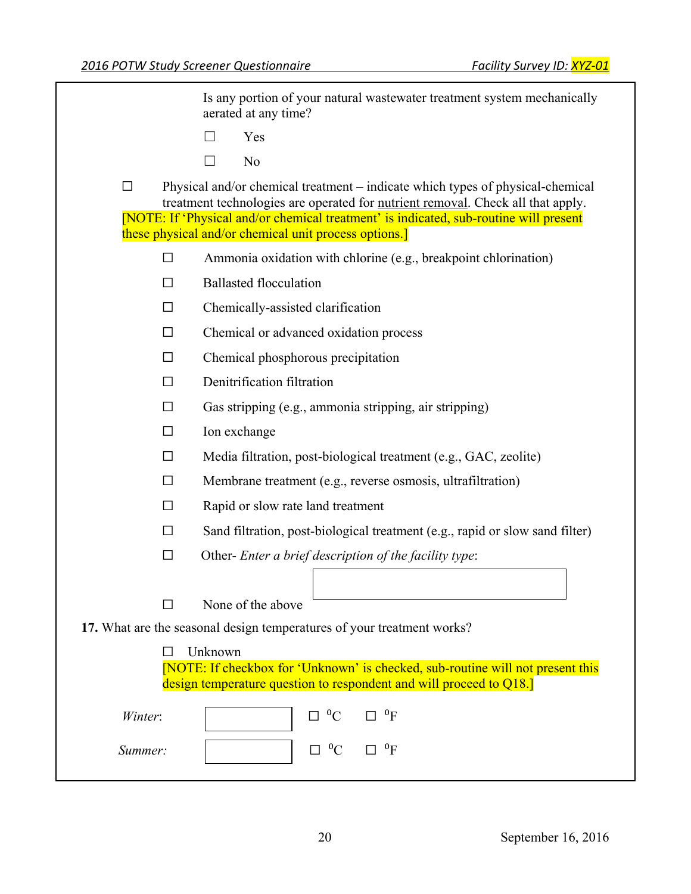Is any portion of your natural wastewater treatment system mechanically aerated at any time?

- ☐ Yes
- ☐ No

☐ Physical and/or chemical treatment – indicate which types of physical-chemical treatment technologies are operated for nutrient removal. Check all that apply.

[NOTE: If 'Physical and/or chemical treatment' is indicated, sub-routine will present these physical and/or chemical unit process options.]

- ☐ Ammonia oxidation with chlorine (e.g., breakpoint chlorination)
- ☐ Ballasted flocculation
- ☐ Chemically-assisted clarification
- ☐ Chemical or advanced oxidation process
- ☐ Chemical phosphorous precipitation
- ☐ Denitrification filtration
- ☐ Gas stripping (e.g., ammonia stripping, air stripping)
- ☐ Ion exchange
- ☐ Media filtration, post-biological treatment (e.g., GAC, zeolite)
- ☐ Membrane treatment (e.g., reverse osmosis, ultrafiltration)
- ☐ Rapid or slow rate land treatment
- ☐ Sand filtration, post-biological treatment (e.g., rapid or slow sand filter)
- ☐ Other- *Enter a brief description of the facility type*: \_\_\_\_\_\_\_\_\_\_
- ☐ None of the above

**17.** What are the seasonal design temperatures of your treatment works?

☐ Unknown

[NOTE: If checkbox for 'Unknown' is checked, sub-routine will not present this design temperature question to respondent and will proceed to Q18.]

*Winter*: \_\_\_\_\_\_\_\_ ☐ $^0$C ☐ $^0$F

*Summer:* \_\_\_\_\_\_\_\_ ☐ $^0$C ☐ $^0$F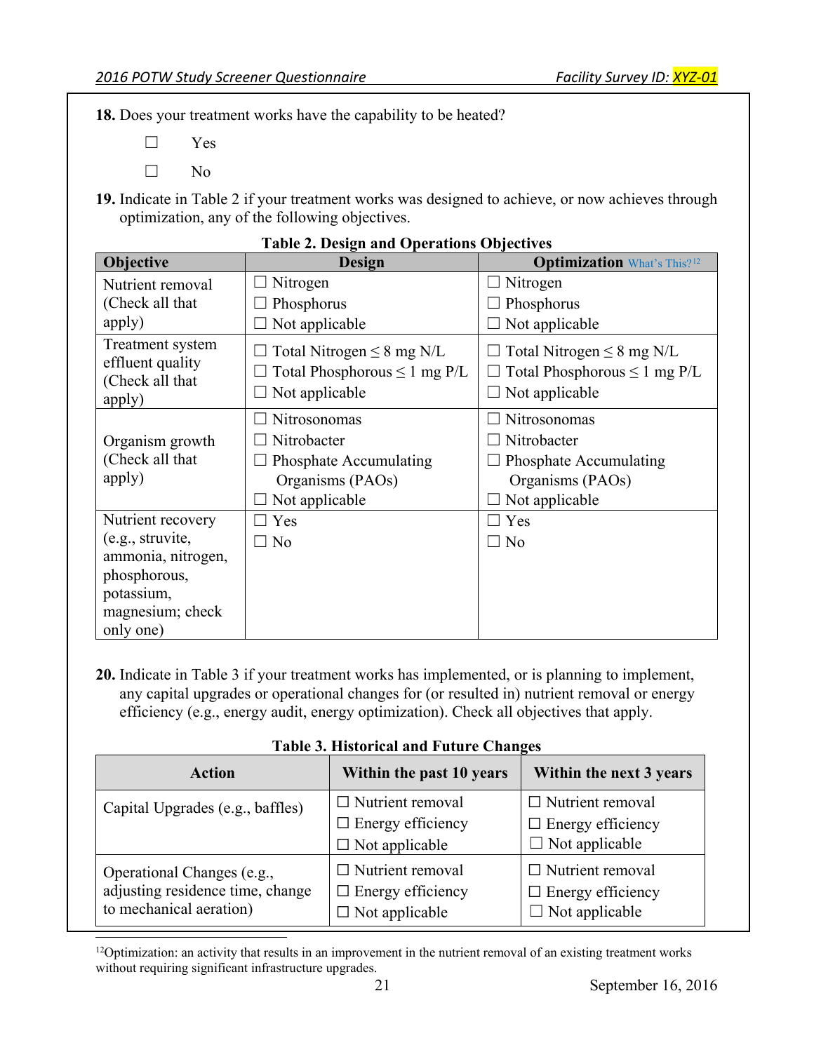**18.** Does your treatment works have the capability to be heated?

☐ Yes

☐ No

**19.** Indicate in Table 2 if your treatment works was designed to achieve, or now achieves through optimization, any of the following objectives.

**Table 2. Design and Operations Objectives**

| Objective | Design | Optimization What's This?[12] |
|---|---|---|
| Nutrient removal (Check all that apply) | ☐ Nitrogen<br>☐ Phosphorus<br>☐ Not applicable | ☐ Nitrogen<br>☐ Phosphorus<br>☐ Not applicable |
| Treatment system effluent quality (Check all that apply) | ☐ Total Nitrogen ≤ 8 mg N/L<br>☐ Total Phosphorous ≤ 1 mg P/L<br>☐ Not applicable | ☐ Total Nitrogen ≤ 8 mg N/L<br>☐ Total Phosphorous ≤ 1 mg P/L<br>☐ Not applicable |
| Organism growth (Check all that apply) | ☐ Nitrosonomas<br>☐ Nitrobacter<br>☐ Phosphate Accumulating Organisms (PAOs)<br>☐ Not applicable | ☐ Nitrosonomas<br>☐ Nitrobacter<br>☐ Phosphate Accumulating Organisms (PAOs)<br>☐ Not applicable |
| Nutrient recovery (e.g., struvite, ammonia, nitrogen, phosphorous, potassium, magnesium; check only one) | ☐ Yes<br>☐ No | ☐ Yes<br>☐ No |

**20.** Indicate in Table 3 if your treatment works has implemented, or is planning to implement, any capital upgrades or operational changes for (or resulted in) nutrient removal or energy efficiency (e.g., energy audit, energy optimization). Check all objectives that apply.

**Table 3. Historical and Future Changes**

| Action | Within the past 10 years | Within the next 3 years |
|---|---|---|
| Capital Upgrades (e.g., baffles) | ☐ Nutrient removal<br>☐ Energy efficiency<br>☐ Not applicable | ☐ Nutrient removal<br>☐ Energy efficiency<br>☐ Not applicable |
| Operational Changes (e.g., adjusting residence time, change to mechanical aeration) | ☐ Nutrient removal<br>☐ Energy efficiency<br>☐ Not applicable | ☐ Nutrient removal<br>☐ Energy efficiency<br>☐ Not applicable |

[12]Optimization: an activity that results in an improvement in the nutrient removal of an existing treatment works without requiring significant infrastructure upgrades.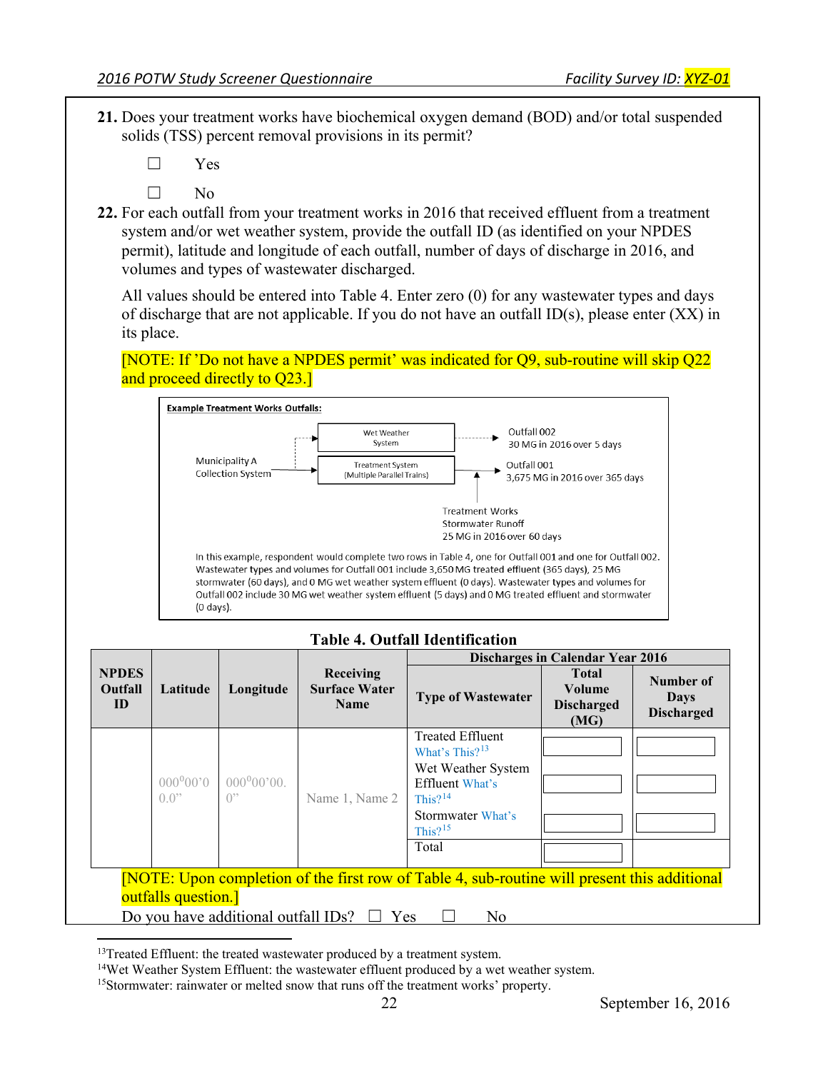**21.** Does your treatment works have biochemical oxygen demand (BOD) and/or total suspended solids (TSS) percent removal provisions in its permit?

☐ Yes

☐ No

**22.** For each outfall from your treatment works in 2016 that received effluent from a treatment system and/or wet weather system, provide the outfall ID (as identified on your NPDES permit), latitude and longitude of each outfall, number of days of discharge in 2016, and volumes and types of wastewater discharged.

All values should be entered into Table 4. Enter zero (0) for any wastewater types and days of discharge that are not applicable. If you do not have an outfall ID(s), please enter (XX) in its place.

[NOTE: If 'Do not have a NPDES permit' was indicated for Q9, sub-routine will skip Q22 and proceed directly to Q23.]

**Example Treatment Works Outfalls:**

Municipality A Collection System → Wet Weather System → Outfall 002: 30 MG in 2016 over 5 days

Municipality A Collection System → Treatment System (Multiple Parallel Trains) → Outfall 001: 3,675 MG in 2016 over 365 days

Treatment Works Stormwater Runoff → Outfall 001: 25 MG in 2016 over 60 days

In this example, respondent would complete two rows in Table 4, one for Outfall 001 and one for Outfall 002. Wastewater types and volumes for Outfall 001 include 3,650 MG treated effluent (365 days), 25 MG stormwater (60 days), and 0 MG wet weather system effluent (0 days). Wastewater types and volumes for Outfall 002 include 30 MG wet weather system effluent (5 days) and 0 MG treated effluent and stormwater (0 days).

**Table 4. Outfall Identification**

| NPDES Outfall ID | Latitude | Longitude | Receiving Surface Water Name | Discharges in Calendar Year 2016 | | |
|---|---|---|---|---|---|---|
| | | | | **Type of Wastewater** | **Total Volume Discharged (MG)** | **Number of Days Discharged** |
| | 000°00'00.0" | 000°00'00.0" | Name 1, Name 2 | Treated Effluent What's This?[13] | | |
| | | | | Wet Weather System Effluent What's This?[14] | | |
| | | | | Stormwater What's This?[15] | | |
| | | | | Total | | |

[NOTE: Upon completion of the first row of Table 4, sub-routine will present this additional outfalls question.]

Do you have additional outfall IDs? ☐ Yes ☐ No

---

[13] Treated Effluent: the treated wastewater produced by a treatment system.

[14] Wet Weather System Effluent: the wastewater effluent produced by a wet weather system.

[15] Stormwater: rainwater or melted snow that runs off the treatment works' property.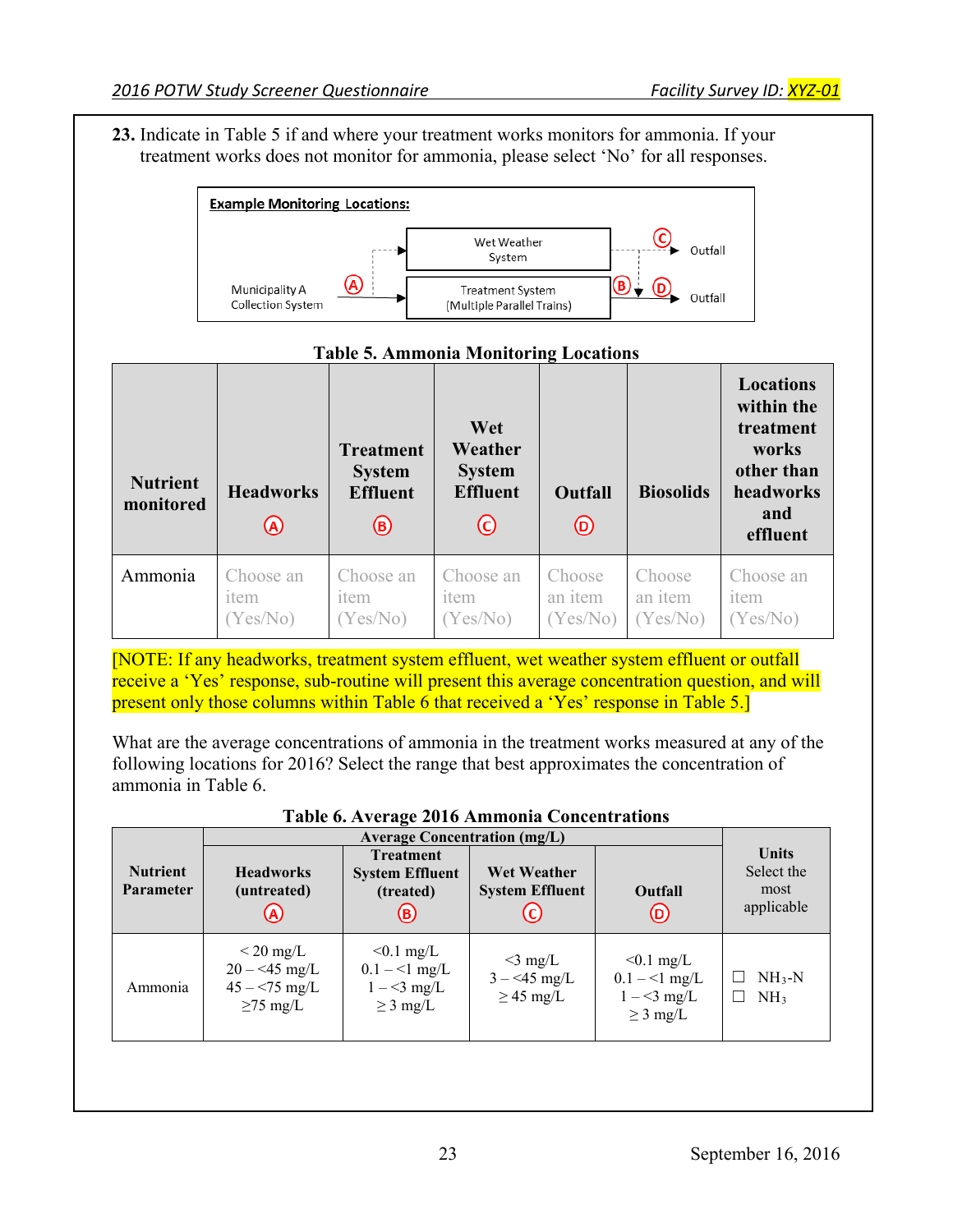**23.** Indicate in Table 5 if and where your treatment works monitors for ammonia. If your treatment works does not monitor for ammonia, please select 'No' for all responses.

**Example Monitoring Locations:**

Municipality A Collection System → (A) → Treatment System (Multiple Parallel Trains) → (B) → (D) → Outfall

Municipality A Collection System → (A) → Wet Weather System → (C) → Outfall

**Table 5. Ammonia Monitoring Locations**

| Nutrient monitored | Headworks (A) | Treatment System Effluent (B) | Wet Weather System Effluent (C) | Outfall (D) | Biosolids | Locations within the treatment works other than headworks and effluent |
|---|---|---|---|---|---|---|
| Ammonia | Choose an item (Yes/No) | Choose an item (Yes/No) | Choose an item (Yes/No) | Choose an item (Yes/No) | Choose an item (Yes/No) | Choose an item (Yes/No) |

[NOTE: If any headworks, treatment system effluent, wet weather system effluent or outfall receive a 'Yes' response, sub-routine will present this average concentration question, and will present only those columns within Table 6 that received a 'Yes' response in Table 5.]

What are the average concentrations of ammonia in the treatment works measured at any of the following locations for 2016? Select the range that best approximates the concentration of ammonia in Table 6.

**Table 6. Average 2016 Ammonia Concentrations**

| Nutrient Parameter | Average Concentration (mg/L) | | | | Units Select the most applicable |
|---|---|---|---|---|---|
| | Headworks (untreated) (A) | Treatment System Effluent (treated) (B) | Wet Weather System Effluent (C) | Outfall (D) | |
| Ammonia | < 20 mg/L<br>20 – <45 mg/L<br>45 – <75 mg/L<br>≥75 mg/L | <0.1 mg/L<br>0.1 – <1 mg/L<br>1 – <3 mg/L<br>≥ 3 mg/L | <3 mg/L<br>3 – <45 mg/L<br>≥ 45 mg/L | <0.1 mg/L<br>0.1 – <1 mg/L<br>1 – <3 mg/L<br>≥ 3 mg/L | ☐ $NH_3$-N<br>☐ $NH_3$ |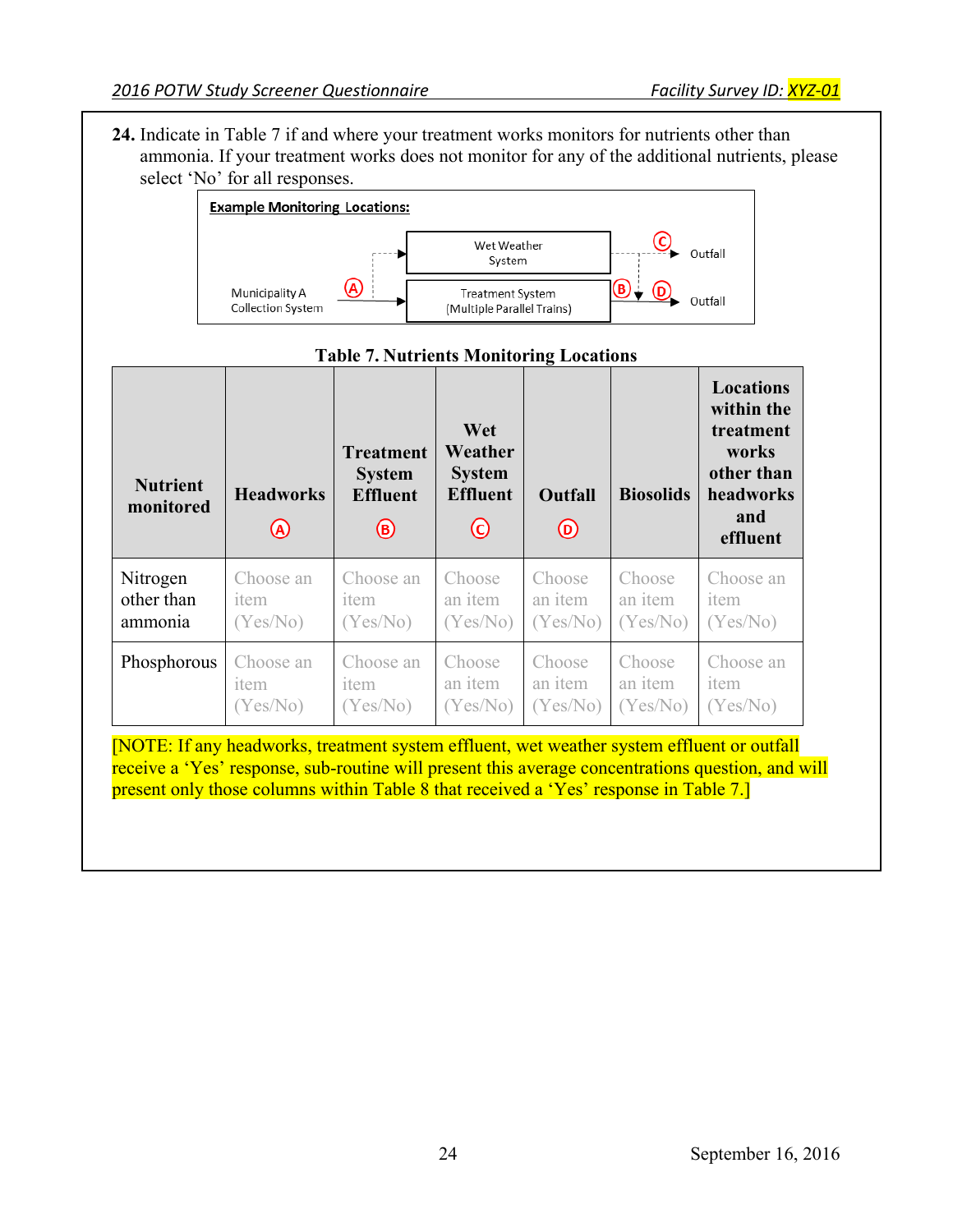**24.** Indicate in Table 7 if and where your treatment works monitors for nutrients other than ammonia. If your treatment works does not monitor for any of the additional nutrients, please select 'No' for all responses.

**Example Monitoring Locations:**

Municipality A Collection System (A) → Wet Weather System (C) → Outfall

Municipality A Collection System (A) → Treatment System (Multiple Parallel Trains) (B) (D) → Outfall

**Table 7. Nutrients Monitoring Locations**

| Nutrient monitored | Headworks (A) | Treatment System Effluent (B) | Wet Weather System Effluent (C) | Outfall (D) | Biosolids | Locations within the treatment works other than headworks and effluent |
|---|---|---|---|---|---|---|
| Nitrogen other than ammonia | Choose an item (Yes/No) | Choose an item (Yes/No) | Choose an item (Yes/No) | Choose an item (Yes/No) | Choose an item (Yes/No) | Choose an item (Yes/No) |
| Phosphorous | Choose an item (Yes/No) | Choose an item (Yes/No) | Choose an item (Yes/No) | Choose an item (Yes/No) | Choose an item (Yes/No) | Choose an item (Yes/No) |

[NOTE: If any headworks, treatment system effluent, wet weather system effluent or outfall receive a 'Yes' response, sub-routine will present this average concentrations question, and will present only those columns within Table 8 that received a 'Yes' response in Table 7.]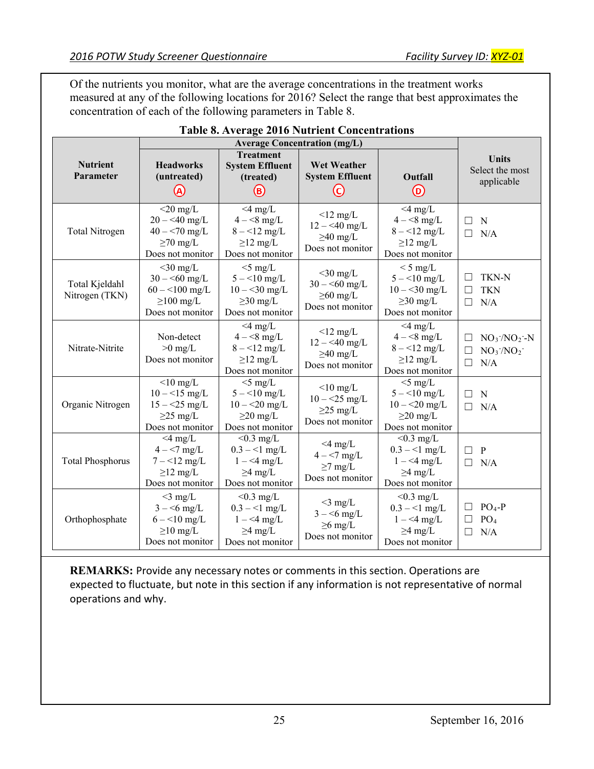Of the nutrients you monitor, what are the average concentrations in the treatment works measured at any of the following locations for 2016? Select the range that best approximates the concentration of each of the following parameters in Table 8.

**Table 8. Average 2016 Nutrient Concentrations**

| Nutrient Parameter | Average Concentration (mg/L) | | | | Units Select the most applicable |
|---|---|---|---|---|---|
| | Headworks (untreated) (A) | Treatment System Effluent (treated) (B) | Wet Weather System Effluent (C) | Outfall (D) | |
| Total Nitrogen | <20 mg/L<br>20 – <40 mg/L<br>40 – <70 mg/L<br>≥70 mg/L<br>Does not monitor | <4 mg/L<br>4 – <8 mg/L<br>8 – <12 mg/L<br>≥12 mg/L<br>Does not monitor | <12 mg/L<br>12 – <40 mg/L<br>≥40 mg/L<br>Does not monitor | <4 mg/L<br>4 – <8 mg/L<br>8 – <12 mg/L<br>≥12 mg/L<br>Does not monitor | ☐ N<br>☐ N/A |
| Total Kjeldahl Nitrogen (TKN) | <30 mg/L<br>30 – <60 mg/L<br>60 – <100 mg/L<br>≥100 mg/L<br>Does not monitor | <5 mg/L<br>5 – <10 mg/L<br>10 – <30 mg/L<br>≥30 mg/L<br>Does not monitor | <30 mg/L<br>30 – <60 mg/L<br>≥60 mg/L<br>Does not monitor | < 5 mg/L<br>5 – <10 mg/L<br>10 – <30 mg/L<br>≥30 mg/L<br>Does not monitor | ☐ TKN-N<br>☐ TKN<br>☐ N/A |
| Nitrate-Nitrite | Non-detect<br>>0 mg/L<br>Does not monitor | <4 mg/L<br>4 – <8 mg/L<br>8 – <12 mg/L<br>≥12 mg/L<br>Does not monitor | <12 mg/L<br>12 – <40 mg/L<br>≥40 mg/L<br>Does not monitor | <4 mg/L<br>4 – <8 mg/L<br>8 – <12 mg/L<br>≥12 mg/L<br>Does not monitor | ☐ $NO_3^-/NO_2^-$-N<br>☐ $NO_3^-/NO_2^-$<br>☐ N/A |
| Organic Nitrogen | <10 mg/L<br>10 – <15 mg/L<br>15 – <25 mg/L<br>≥25 mg/L<br>Does not monitor | <5 mg/L<br>5 – <10 mg/L<br>10 – <20 mg/L<br>≥20 mg/L<br>Does not monitor | <10 mg/L<br>10 – <25 mg/L<br>≥25 mg/L<br>Does not monitor | <5 mg/L<br>5 – <10 mg/L<br>10 – <20 mg/L<br>≥20 mg/L<br>Does not monitor | ☐ N<br>☐ N/A |
| Total Phosphorus | <4 mg/L<br>4 – <7 mg/L<br>7 – <12 mg/L<br>≥12 mg/L<br>Does not monitor | <0.3 mg/L<br>0.3 – <1 mg/L<br>1 – <4 mg/L<br>≥4 mg/L<br>Does not monitor | <4 mg/L<br>4 – <7 mg/L<br>≥7 mg/L<br>Does not monitor | <0.3 mg/L<br>0.3 – <1 mg/L<br>1 – <4 mg/L<br>≥4 mg/L<br>Does not monitor | ☐ P<br>☐ N/A |
| Orthophosphate | <3 mg/L<br>3 – <6 mg/L<br>6 – <10 mg/L<br>≥10 mg/L<br>Does not monitor | <0.3 mg/L<br>0.3 – <1 mg/L<br>1 – <4 mg/L<br>≥4 mg/L<br>Does not monitor | <3 mg/L<br>3 – <6 mg/L<br>≥6 mg/L<br>Does not monitor | <0.3 mg/L<br>0.3 – <1 mg/L<br>1 – <4 mg/L<br>≥4 mg/L<br>Does not monitor | ☐ $PO_4$-P<br>☐ $PO_4$<br>☐ N/A |

**REMARKS:** Provide any necessary notes or comments in this section. Operations are expected to fluctuate, but note in this section if any information is not representative of normal operations and why.